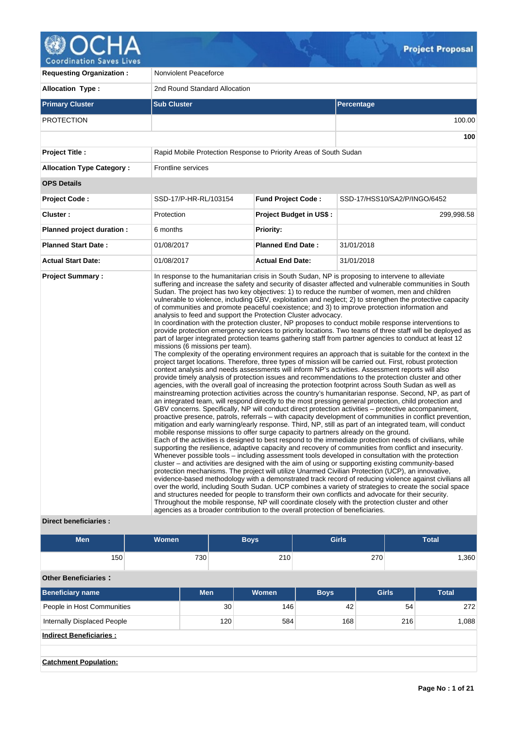# Project Proposal

| | |
|---|---|
| **Requesting Organization :** | Nonviolent Peaceforce |
| **Allocation Type :** | 2nd Round Standard Allocation |

| **Primary Cluster** | **Sub Cluster** | **Percentage** |
|---|---|---|
| PROTECTION | | 100.00 |
| | | **100** |

| | |
|---|---|
| **Project Title :** | Rapid Mobile Protection Response to Priority Areas of South Sudan |
| **Allocation Type Category :** | Frontline services |

**OPS Details**

| | | | |
|---|---|---|---|
| **Project Code :** | SSD-17/P-HR-RL/103154 | **Fund Project Code :** | SSD-17/HSS10/SA2/P/INGO/6452 |
| **Cluster :** | Protection | **Project Budget in US$ :** | 299,998.58 |
| **Planned project duration :** | 6 months | **Priority:** | |
| **Planned Start Date :** | 01/08/2017 | **Planned End Date :** | 31/01/2018 |
| **Actual Start Date:** | 01/08/2017 | **Actual End Date:** | 31/01/2018 |

**Project Summary :**

In response to the humanitarian crisis in South Sudan, NP is proposing to intervene to alleviate suffering and increase the safety and security of disaster affected and vulnerable communities in South Sudan. The project has two key objectives: 1) to reduce the number of women, men and children vulnerable to violence, including GBV, exploitation and neglect; 2) to strengthen the protective capacity of communities and promote peaceful coexistence; and 3) to improve protection information and analysis to feed and support the Protection Cluster advocacy.
In coordination with the protection cluster, NP proposes to conduct mobile response interventions to provide protection emergency services to priority locations. Two teams of three staff will be deployed as part of larger integrated protection teams gathering staff from partner agencies to conduct at least 12 missions (6 missions per team).
The complexity of the operating environment requires an approach that is suitable for the context in the project target locations. Therefore, three types of mission will be carried out. First, robust protection context analysis and needs assessments will inform NP's activities. Assessment reports will also provide timely analysis of protection issues and recommendations to the protection cluster and other agencies, with the overall goal of increasing the protection footprint across South Sudan as well as mainstreaming protection activities across the country's humanitarian response. Second, NP, as part of an integrated team, will respond directly to the most pressing general protection, child protection and GBV concerns. Specifically, NP will conduct direct protection activities – protective accompaniment, proactive presence, patrols, referrals – with capacity development of communities in conflict prevention, mitigation and early warning/early response. Third, NP, still as part of an integrated team, will conduct mobile response missions to offer surge capacity to partners already on the ground.
Each of the activities is designed to best respond to the immediate protection needs of civilians, while supporting the resilience, adaptive capacity and recovery of communities from conflict and insecurity. Whenever possible tools – including assessment tools developed in consultation with the protection cluster – and activities are designed with the aim of using or supporting existing community-based protection mechanisms. The project will utilize Unarmed Civilian Protection (UCP), an innovative, evidence-based methodology with a demonstrated track record of reducing violence against civilians all over the world, including South Sudan. UCP combines a variety of strategies to create the social space and structures needed for people to transform their own conflicts and advocate for their security. Throughout the mobile response, NP will coordinate closely with the protection cluster and other agencies as a broader contribution to the overall protection of beneficiaries.

**Direct beneficiaries :**

| Men | Women | Boys | Girls | Total |
|---|---|---|---|---|
| 150 | 730 | 210 | 270 | 1,360 |

**Other Beneficiaries :**

| Beneficiary name | Men | Women | Boys | Girls | Total |
|---|---|---|---|---|---|
| People in Host Communities | 30 | 146 | 42 | 54 | 272 |
| Internally Displaced People | 120 | 584 | 168 | 216 | 1,088 |

**Indirect Beneficiaries :**

**Catchment Population:**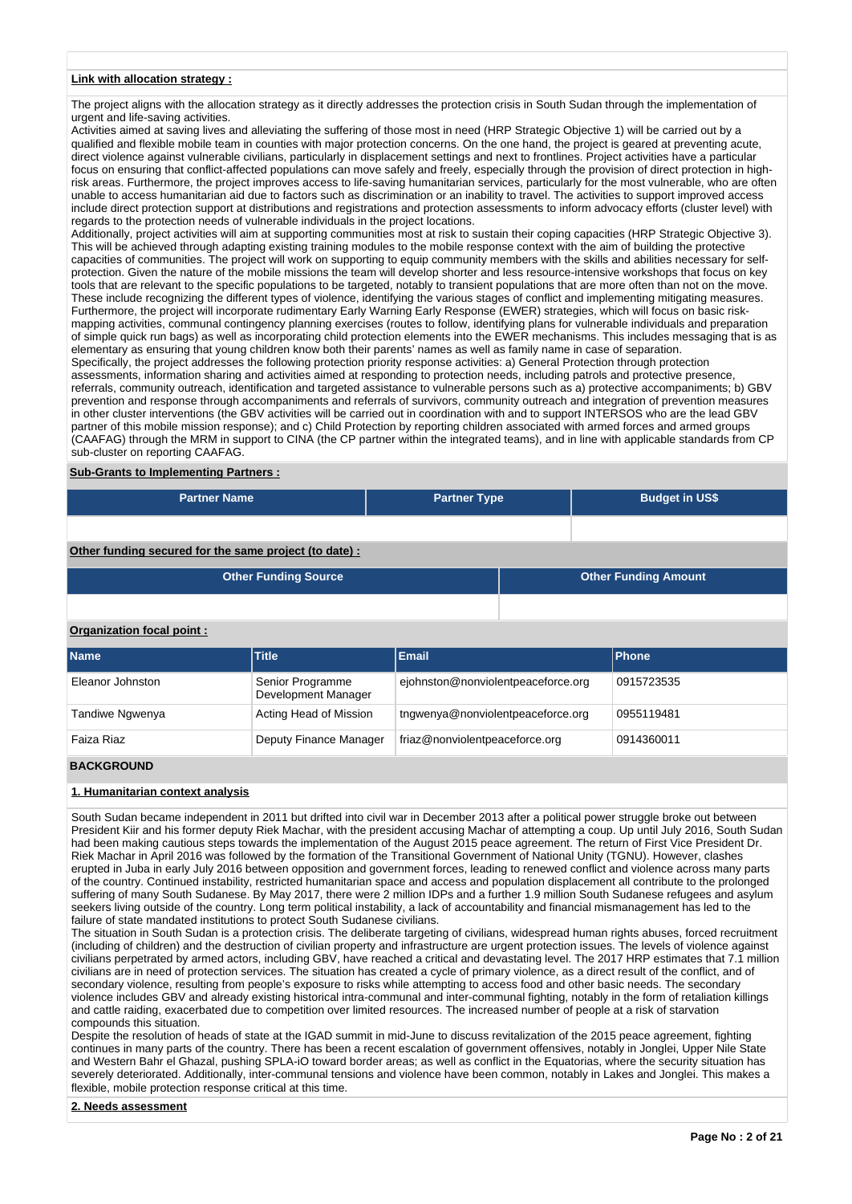**Link with allocation strategy :**

The project aligns with the allocation strategy as it directly addresses the protection crisis in South Sudan through the implementation of urgent and life-saving activities.
Activities aimed at saving lives and alleviating the suffering of those most in need (HRP Strategic Objective 1) will be carried out by a qualified and flexible mobile team in counties with major protection concerns. On the one hand, the project is geared at preventing acute, direct violence against vulnerable civilians, particularly in displacement settings and next to frontlines. Project activities have a particular focus on ensuring that conflict-affected populations can move safely and freely, especially through the provision of direct protection in high-risk areas. Furthermore, the project improves access to life-saving humanitarian services, particularly for the most vulnerable, who are often unable to access humanitarian aid due to factors such as discrimination or an inability to travel. The activities to support improved access include direct protection support at distributions and registrations and protection assessments to inform advocacy efforts (cluster level) with regards to the protection needs of vulnerable individuals in the project locations.
Additionally, project activities will aim at supporting communities most at risk to sustain their coping capacities (HRP Strategic Objective 3). This will be achieved through adapting existing training modules to the mobile response context with the aim of building the protective capacities of communities. The project will work on supporting to equip community members with the skills and abilities necessary for self-protection. Given the nature of the mobile missions the team will develop shorter and less resource-intensive workshops that focus on key tools that are relevant to the specific populations to be targeted, notably to transient populations that are more often than not on the move. These include recognizing the different types of violence, identifying the various stages of conflict and implementing mitigating measures. Furthermore, the project will incorporate rudimentary Early Warning Early Response (EWER) strategies, which will focus on basic risk-mapping activities, communal contingency planning exercises (routes to follow, identifying plans for vulnerable individuals and preparation of simple quick run bags) as well as incorporating child protection elements into the EWER mechanisms. This includes messaging that is as elementary as ensuring that young children know both their parents' names as well as family name in case of separation.
Specifically, the project addresses the following protection priority response activities: a) General Protection through protection assessments, information sharing and activities aimed at responding to protection needs, including patrols and protective presence, referrals, community outreach, identification and targeted assistance to vulnerable persons such as a) protective accompaniments; b) GBV prevention and response through accompaniments and referrals of survivors, community outreach and integration of prevention measures in other cluster interventions (the GBV activities will be carried out in coordination with and to support INTERSOS who are the lead GBV partner of this mobile mission response); and c) Child Protection by reporting children associated with armed forces and armed groups (CAAFAG) through the MRM in support to CINA (the CP partner within the integrated teams), and in line with applicable standards from CP sub-cluster on reporting CAAFAG.

**Sub-Grants to Implementing Partners :**

| Partner Name | Partner Type | Budget in US$ |
|---|---|---|
| | | |

**Other funding secured for the same project (to date) :**

| Other Funding Source | Other Funding Amount |
|---|---|
| | |

**Organization focal point :**

| Name | Title | Email | Phone |
|---|---|---|---|
| Eleanor Johnston | Senior Programme Development Manager | ejohnston@nonviolentpeaceforce.org | 0915723535 |
| Tandiwe Ngwenya | Acting Head of Mission | tngwenya@nonviolentpeaceforce.org | 0955119481 |
| Faiza Riaz | Deputy Finance Manager | friaz@nonviolentpeaceforce.org | 0914360011 |

## BACKGROUND

**1. Humanitarian context analysis**

South Sudan became independent in 2011 but drifted into civil war in December 2013 after a political power struggle broke out between President Kiir and his former deputy Riek Machar, with the president accusing Machar of attempting a coup. Up until July 2016, South Sudan had been making cautious steps towards the implementation of the August 2015 peace agreement. The return of First Vice President Dr. Riek Machar in April 2016 was followed by the formation of the Transitional Government of National Unity (TGNU). However, clashes erupted in Juba in early July 2016 between opposition and government forces, leading to renewed conflict and violence across many parts of the country. Continued instability, restricted humanitarian space and access and population displacement all contribute to the prolonged suffering of many South Sudanese. By May 2017, there were 2 million IDPs and a further 1.9 million South Sudanese refugees and asylum seekers living outside of the country. Long term political instability, a lack of accountability and financial mismanagement has led to the failure of state mandated institutions to protect South Sudanese civilians.
The situation in South Sudan is a protection crisis. The deliberate targeting of civilians, widespread human rights abuses, forced recruitment (including of children) and the destruction of civilian property and infrastructure are urgent protection issues. The levels of violence against civilians perpetrated by armed actors, including GBV, have reached a critical and devastating level. The 2017 HRP estimates that 7.1 million civilians are in need of protection services. The situation has created a cycle of primary violence, as a direct result of the conflict, and of secondary violence, resulting from people's exposure to risks while attempting to access food and other basic needs. The secondary violence includes GBV and already existing historical intra-communal and inter-communal fighting, notably in the form of retaliation killings and cattle raiding, exacerbated due to competition over limited resources. The increased number of people at a risk of starvation compounds this situation.
Despite the resolution of heads of state at the IGAD summit in mid-June to discuss revitalization of the 2015 peace agreement, fighting continues in many parts of the country. There has been a recent escalation of government offensives, notably in Jonglei, Upper Nile State and Western Bahr el Ghazal, pushing SPLA-iO toward border areas; as well as conflict in the Equatorias, where the security situation has severely deteriorated. Additionally, inter-communal tensions and violence have been common, notably in Lakes and Jonglei. This makes a flexible, mobile protection response critical at this time.

**2. Needs assessment**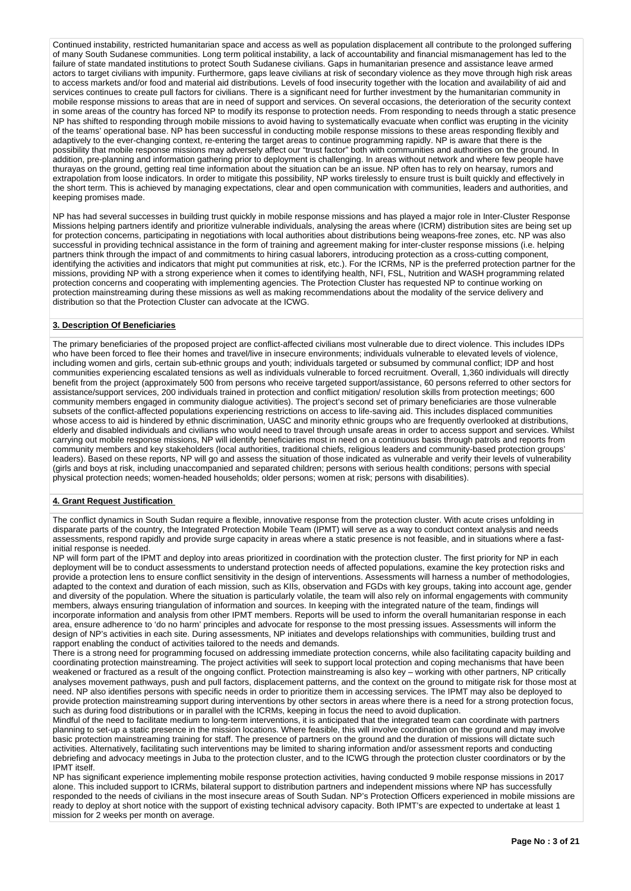Continued instability, restricted humanitarian space and access as well as population displacement all contribute to the prolonged suffering of many South Sudanese communities. Long term political instability, a lack of accountability and financial mismanagement has led to the failure of state mandated institutions to protect South Sudanese civilians. Gaps in humanitarian presence and assistance leave armed actors to target civilians with impunity. Furthermore, gaps leave civilians at risk of secondary violence as they move through high risk areas to access markets and/or food and material aid distributions. Levels of food insecurity together with the location and availability of aid and services continues to create pull factors for civilians. There is a significant need for further investment by the humanitarian community in mobile response missions to areas that are in need of support and services. On several occasions, the deterioration of the security context in some areas of the country has forced NP to modify its response to protection needs. From responding to needs through a static presence NP has shifted to responding through mobile missions to avoid having to systematically evacuate when conflict was erupting in the vicinity of the teams' operational base. NP has been successful in conducting mobile response missions to these areas responding flexibly and adaptively to the ever-changing context, re-entering the target areas to continue programming rapidly. NP is aware that there is the possibility that mobile response missions may adversely affect our "trust factor" both with communities and authorities on the ground. In addition, pre-planning and information gathering prior to deployment is challenging. In areas without network and where few people have thurayas on the ground, getting real time information about the situation can be an issue. NP often has to rely on hearsay, rumors and extrapolation from loose indicators. In order to mitigate this possibility, NP works tirelessly to ensure trust is built quickly and effectively in the short term. This is achieved by managing expectations, clear and open communication with communities, leaders and authorities, and keeping promises made.

NP has had several successes in building trust quickly in mobile response missions and has played a major role in Inter-Cluster Response Missions helping partners identify and prioritize vulnerable individuals, analysing the areas where (ICRM) distribution sites are being set up for protection concerns, participating in negotiations with local authorities about distributions being weapons-free zones, etc. NP was also successful in providing technical assistance in the form of training and agreement making for inter-cluster response missions (i.e. helping partners think through the impact of and commitments to hiring casual laborers, introducing protection as a cross-cutting component, identifying the activities and indicators that might put communities at risk, etc.). For the ICRMs, NP is the preferred protection partner for the missions, providing NP with a strong experience when it comes to identifying health, NFI, FSL, Nutrition and WASH programming related protection concerns and cooperating with implementing agencies. The Protection Cluster has requested NP to continue working on protection mainstreaming during these missions as well as making recommendations about the modality of the service delivery and distribution so that the Protection Cluster can advocate at the ICWG.

## 3. Description Of Beneficiaries

The primary beneficiaries of the proposed project are conflict-affected civilians most vulnerable due to direct violence. This includes IDPs who have been forced to flee their homes and travel/live in insecure environments; individuals vulnerable to elevated levels of violence, including women and girls, certain sub-ethnic groups and youth; individuals targeted or subsumed by communal conflict; IDP and host communities experiencing escalated tensions as well as individuals vulnerable to forced recruitment. Overall, 1,360 individuals will directly benefit from the project (approximately 500 from persons who receive targeted support/assistance, 60 persons referred to other sectors for assistance/support services, 200 individuals trained in protection and conflict mitigation/ resolution skills from protection meetings; 600 community members engaged in community dialogue activities). The project's second set of primary beneficiaries are those vulnerable subsets of the conflict-affected populations experiencing restrictions on access to life-saving aid. This includes displaced communities whose access to aid is hindered by ethnic discrimination, UASC and minority ethnic groups who are frequently overlooked at distributions, elderly and disabled individuals and civilians who would need to travel through unsafe areas in order to access support and services. Whilst carrying out mobile response missions, NP will identify beneficiaries most in need on a continuous basis through patrols and reports from community members and key stakeholders (local authorities, traditional chiefs, religious leaders and community-based protection groups' leaders). Based on these reports, NP will go and assess the situation of those indicated as vulnerable and verify their levels of vulnerability (girls and boys at risk, including unaccompanied and separated children; persons with serious health conditions; persons with special physical protection needs; women-headed households; older persons; women at risk; persons with disabilities).

## 4. Grant Request Justification

The conflict dynamics in South Sudan require a flexible, innovative response from the protection cluster. With acute crises unfolding in disparate parts of the country, the Integrated Protection Mobile Team (IPMT) will serve as a way to conduct context analysis and needs assessments, respond rapidly and provide surge capacity in areas where a static presence is not feasible, and in situations where a fast-initial response is needed.

NP will form part of the IPMT and deploy into areas prioritized in coordination with the protection cluster. The first priority for NP in each deployment will be to conduct assessments to understand protection needs of affected populations, examine the key protection risks and provide a protection lens to ensure conflict sensitivity in the design of interventions. Assessments will harness a number of methodologies, adapted to the context and duration of each mission, such as KIIs, observation and FGDs with key groups, taking into account age, gender and diversity of the population. Where the situation is particularly volatile, the team will also rely on informal engagements with community members, always ensuring triangulation of information and sources. In keeping with the integrated nature of the team, findings will incorporate information and analysis from other IPMT members. Reports will be used to inform the overall humanitarian response in each area, ensure adherence to 'do no harm' principles and advocate for response to the most pressing issues. Assessments will inform the design of NP's activities in each site. During assessments, NP initiates and develops relationships with communities, building trust and rapport enabling the conduct of activities tailored to the needs and demands.

There is a strong need for programming focused on addressing immediate protection concerns, while also facilitating capacity building and coordinating protection mainstreaming. The project activities will seek to support local protection and coping mechanisms that have been weakened or fractured as a result of the ongoing conflict. Protection mainstreaming is also key – working with other partners, NP critically analyses movement pathways, push and pull factors, displacement patterns, and the context on the ground to mitigate risk for those most at need. NP also identifies persons with specific needs in order to prioritize them in accessing services. The IPMT may also be deployed to provide protection mainstreaming support during interventions by other sectors in areas where there is a need for a strong protection focus, such as during food distributions or in parallel with the ICRMs, keeping in focus the need to avoid duplication.

Mindful of the need to facilitate medium to long-term interventions, it is anticipated that the integrated team can coordinate with partners planning to set-up a static presence in the mission locations. Where feasible, this will involve coordination on the ground and may involve basic protection mainstreaming training for staff. The presence of partners on the ground and the duration of missions will dictate such activities. Alternatively, facilitating such interventions may be limited to sharing information and/or assessment reports and conducting debriefing and advocacy meetings in Juba to the protection cluster, and to the ICWG through the protection cluster coordinators or by the IPMT itself.

NP has significant experience implementing mobile response protection activities, having conducted 9 mobile response missions in 2017 alone. This included support to ICRMs, bilateral support to distribution partners and independent missions where NP has successfully responded to the needs of civilians in the most insecure areas of South Sudan. NP's Protection Officers experienced in mobile missions are ready to deploy at short notice with the support of existing technical advisory capacity. Both IPMT's are expected to undertake at least 1 mission for 2 weeks per month on average.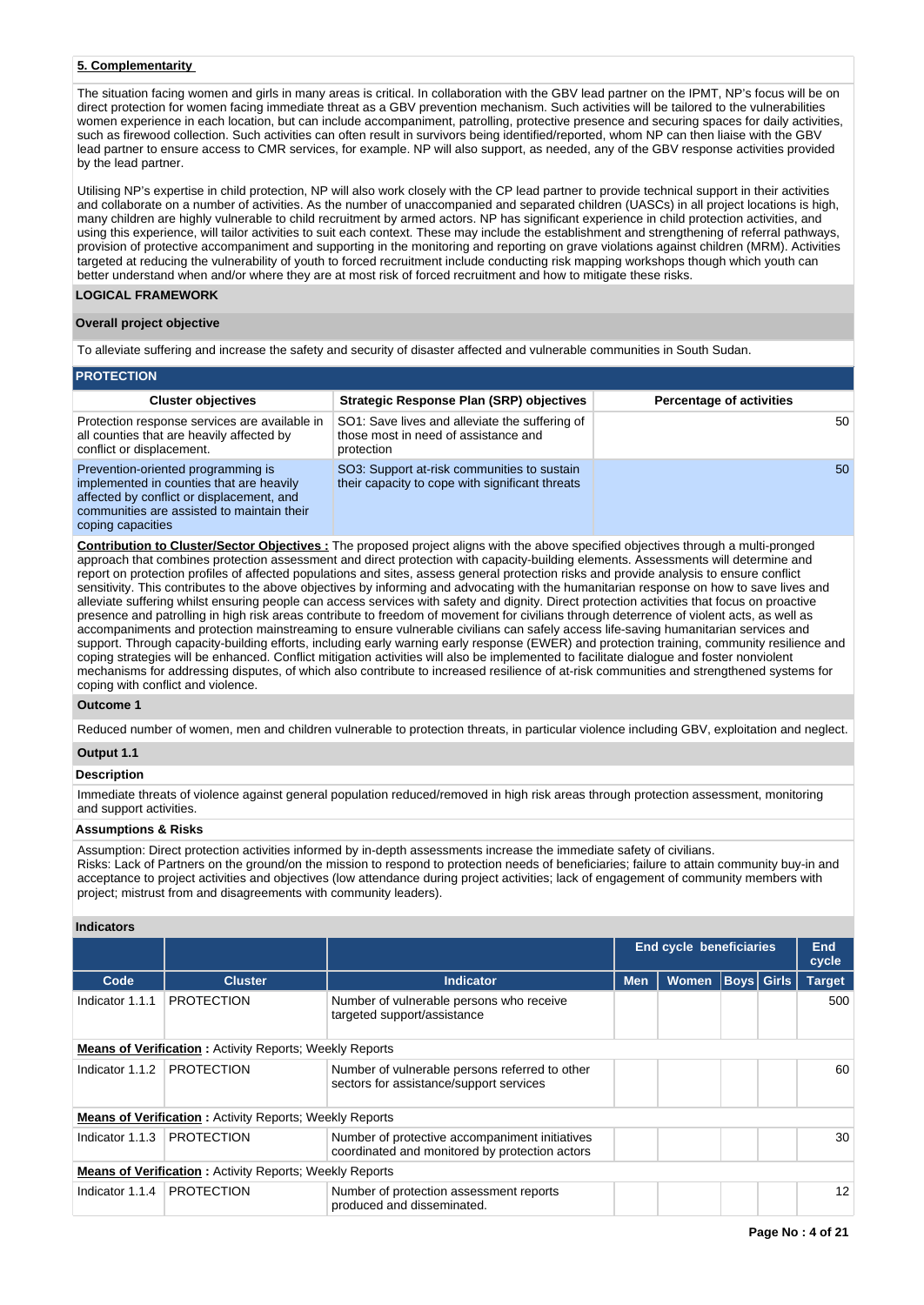**5. Complementarity**

The situation facing women and girls in many areas is critical. In collaboration with the GBV lead partner on the IPMT, NP's focus will be on direct protection for women facing immediate threat as a GBV prevention mechanism. Such activities will be tailored to the vulnerabilities women experience in each location, but can include accompaniment, patrolling, protective presence and securing spaces for daily activities, such as firewood collection. Such activities can often result in survivors being identified/reported, whom NP can then liaise with the GBV lead partner to ensure access to CMR services, for example. NP will also support, as needed, any of the GBV response activities provided by the lead partner.

Utilising NP's expertise in child protection, NP will also work closely with the CP lead partner to provide technical support in their activities and collaborate on a number of activities. As the number of unaccompanied and separated children (UASCs) in all project locations is high, many children are highly vulnerable to child recruitment by armed actors. NP has significant experience in child protection activities, and using this experience, will tailor activities to suit each context. These may include the establishment and strengthening of referral pathways, provision of protective accompaniment and supporting in the monitoring and reporting on grave violations against children (MRM). Activities targeted at reducing the vulnerability of youth to forced recruitment include conducting risk mapping workshops though which youth can better understand when and/or where they are at most risk of forced recruitment and how to mitigate these risks.

## LOGICAL FRAMEWORK

### Overall project objective

To alleviate suffering and increase the safety and security of disaster affected and vulnerable communities in South Sudan.

### PROTECTION

| Cluster objectives | Strategic Response Plan (SRP) objectives | Percentage of activities |
|---|---|---|
| Protection response services are available in all counties that are heavily affected by conflict or displacement. | SO1: Save lives and alleviate the suffering of those most in need of assistance and protection | 50 |
| Prevention-oriented programming is implemented in counties that are heavily affected by conflict or displacement, and communities are assisted to maintain their coping capacities | SO3: Support at-risk communities to sustain their capacity to cope with significant threats | 50 |

**Contribution to Cluster/Sector Objectives :** The proposed project aligns with the above specified objectives through a multi-pronged approach that combines protection assessment and direct protection with capacity-building elements. Assessments will determine and report on protection profiles of affected populations and sites, assess general protection risks and provide analysis to ensure conflict sensitivity. This contributes to the above objectives by informing and advocating with the humanitarian response on how to save lives and alleviate suffering whilst ensuring people can access services with safety and dignity. Direct protection activities that focus on proactive presence and patrolling in high risk areas contribute to freedom of movement for civilians through deterrence of violent acts, as well as accompaniments and protection mainstreaming to ensure vulnerable civilians can safely access life-saving humanitarian services and support. Through capacity-building efforts, including early warning early response (EWER) and protection training, community resilience and coping strategies will be enhanced. Conflict mitigation activities will also be implemented to facilitate dialogue and foster nonviolent mechanisms for addressing disputes, of which also contribute to increased resilience of at-risk communities and strengthened systems for coping with conflict and violence.

#### Outcome 1

Reduced number of women, men and children vulnerable to protection threats, in particular violence including GBV, exploitation and neglect.

#### Output 1.1

**Description**

Immediate threats of violence against general population reduced/removed in high risk areas through protection assessment, monitoring and support activities.

**Assumptions & Risks**

Assumption: Direct protection activities informed by in-depth assessments increase the immediate safety of civilians.
Risks: Lack of Partners on the ground/on the mission to respond to protection needs of beneficiaries; failure to attain community buy-in and acceptance to project activities and objectives (low attendance during project activities; lack of engagement of community members with project; mistrust from and disagreements with community leaders).

**Indicators**

| | | | End cycle beneficiaries | | | | End cycle |
|---|---|---|---|---|---|---|---|
| Code | Cluster | Indicator | Men | Women | Boys | Girls | Target |
| Indicator 1.1.1 | PROTECTION | Number of vulnerable persons who receive targeted support/assistance | | | | | 500 |
| **Means of Verification :** Activity Reports; Weekly Reports | | | | | | | |
| Indicator 1.1.2 | PROTECTION | Number of vulnerable persons referred to other sectors for assistance/support services | | | | | 60 |
| **Means of Verification :** Activity Reports; Weekly Reports | | | | | | | |
| Indicator 1.1.3 | PROTECTION | Number of protective accompaniment initiatives coordinated and monitored by protection actors | | | | | 30 |
| **Means of Verification :** Activity Reports; Weekly Reports | | | | | | | |
| Indicator 1.1.4 | PROTECTION | Number of protection assessment reports produced and disseminated. | | | | | 12 |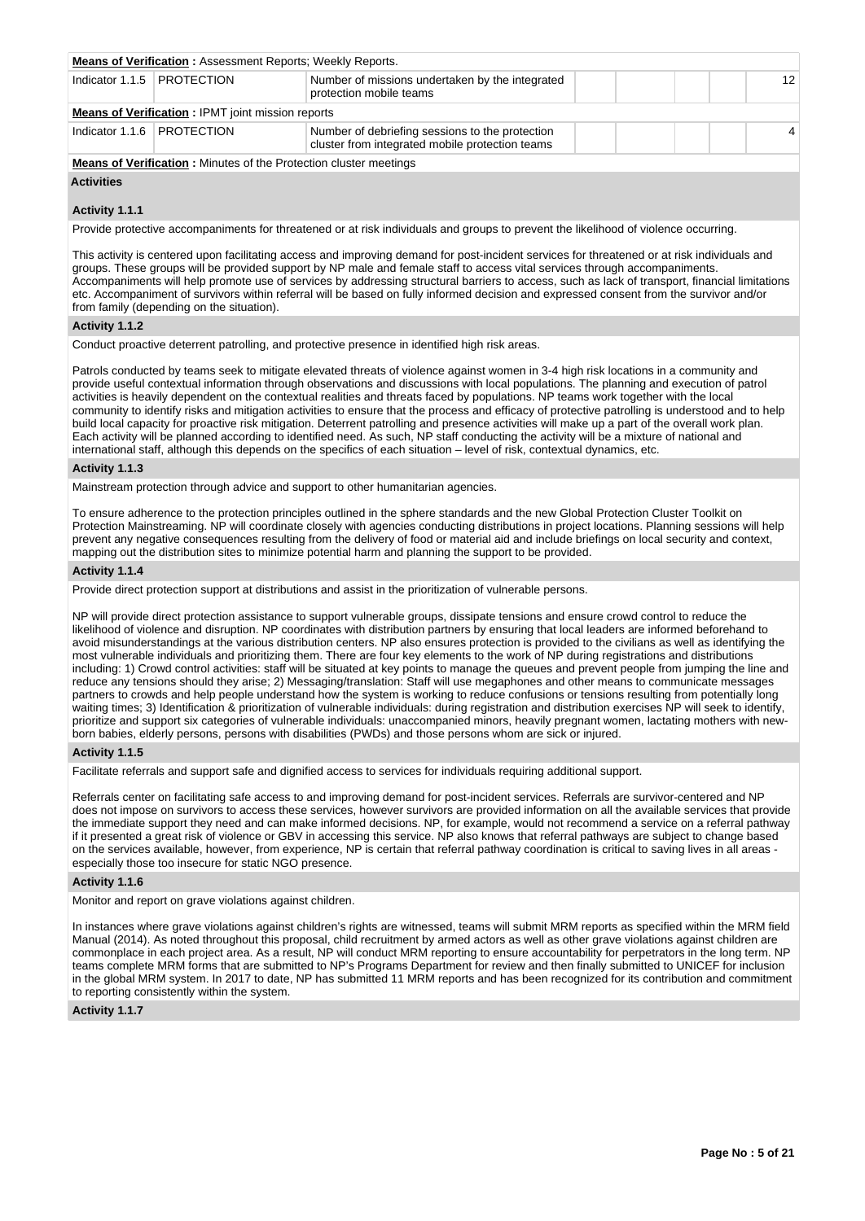**Means of Verification :** Assessment Reports; Weekly Reports.

| Indicator | Cluster | Description | | | | | End cycle Target |
|---|---|---|---|---|---|---|---|
| Indicator 1.1.5 | PROTECTION | Number of missions undertaken by the integrated protection mobile teams | | | | | 12 |

**Means of Verification :** IPMT joint mission reports

| Indicator | Cluster | Description | | | | | End cycle Target |
|---|---|---|---|---|---|---|---|
| Indicator 1.1.6 | PROTECTION | Number of debriefing sessions to the protection cluster from integrated mobile protection teams | | | | | 4 |

**Means of Verification :** Minutes of the Protection cluster meetings

**Activities**

**Activity 1.1.1**

Provide protective accompaniments for threatened or at risk individuals and groups to prevent the likelihood of violence occurring.

This activity is centered upon facilitating access and improving demand for post-incident services for threatened or at risk individuals and groups. These groups will be provided support by NP male and female staff to access vital services through accompaniments. Accompaniments will help promote use of services by addressing structural barriers to access, such as lack of transport, financial limitations etc. Accompaniment of survivors within referral will be based on fully informed decision and expressed consent from the survivor and/or from family (depending on the situation).

**Activity 1.1.2**

Conduct proactive deterrent patrolling, and protective presence in identified high risk areas.

Patrols conducted by teams seek to mitigate elevated threats of violence against women in 3-4 high risk locations in a community and provide useful contextual information through observations and discussions with local populations. The planning and execution of patrol activities is heavily dependent on the contextual realities and threats faced by populations. NP teams work together with the local community to identify risks and mitigation activities to ensure that the process and efficacy of protective patrolling is understood and to help build local capacity for proactive risk mitigation. Deterrent patrolling and presence activities will make up a part of the overall work plan. Each activity will be planned according to identified need. As such, NP staff conducting the activity will be a mixture of national and international staff, although this depends on the specifics of each situation – level of risk, contextual dynamics, etc.

**Activity 1.1.3**

Mainstream protection through advice and support to other humanitarian agencies.

To ensure adherence to the protection principles outlined in the sphere standards and the new Global Protection Cluster Toolkit on Protection Mainstreaming. NP will coordinate closely with agencies conducting distributions in project locations. Planning sessions will help prevent any negative consequences resulting from the delivery of food or material aid and include briefings on local security and context, mapping out the distribution sites to minimize potential harm and planning the support to be provided.

**Activity 1.1.4**

Provide direct protection support at distributions and assist in the prioritization of vulnerable persons.

NP will provide direct protection assistance to support vulnerable groups, dissipate tensions and ensure crowd control to reduce the likelihood of violence and disruption. NP coordinates with distribution partners by ensuring that local leaders are informed beforehand to avoid misunderstandings at the various distribution centers. NP also ensures protection is provided to the civilians as well as identifying the most vulnerable individuals and prioritizing them. There are four key elements to the work of NP during registrations and distributions including: 1) Crowd control activities: staff will be situated at key points to manage the queues and prevent people from jumping the line and reduce any tensions should they arise; 2) Messaging/translation: Staff will use megaphones and other means to communicate messages partners to crowds and help people understand how the system is working to reduce confusions or tensions resulting from potentially long waiting times; 3) Identification & prioritization of vulnerable individuals: during registration and distribution exercises NP will seek to identify, prioritize and support six categories of vulnerable individuals: unaccompanied minors, heavily pregnant women, lactating mothers with new-born babies, elderly persons, persons with disabilities (PWDs) and those persons whom are sick or injured.

**Activity 1.1.5**

Facilitate referrals and support safe and dignified access to services for individuals requiring additional support.

Referrals center on facilitating safe access to and improving demand for post-incident services. Referrals are survivor-centered and NP does not impose on survivors to access these services, however survivors are provided information on all the available services that provide the immediate support they need and can make informed decisions. NP, for example, would not recommend a service on a referral pathway if it presented a great risk of violence or GBV in accessing this service. NP also knows that referral pathways are subject to change based on the services available, however, from experience, NP is certain that referral pathway coordination is critical to saving lives in all areas - especially those too insecure for static NGO presence.

**Activity 1.1.6**

Monitor and report on grave violations against children.

In instances where grave violations against children's rights are witnessed, teams will submit MRM reports as specified within the MRM field Manual (2014). As noted throughout this proposal, child recruitment by armed actors as well as other grave violations against children are commonplace in each project area. As a result, NP will conduct MRM reporting to ensure accountability for perpetrators in the long term. NP teams complete MRM forms that are submitted to NP's Programs Department for review and then finally submitted to UNICEF for inclusion in the global MRM system. In 2017 to date, NP has submitted 11 MRM reports and has been recognized for its contribution and commitment to reporting consistently within the system.

**Activity 1.1.7**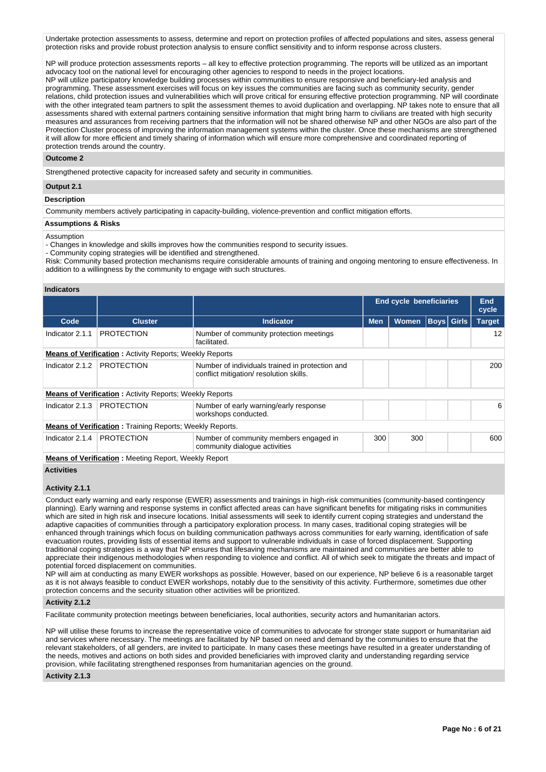Undertake protection assessments to assess, determine and report on protection profiles of affected populations and sites, assess general protection risks and provide robust protection analysis to ensure conflict sensitivity and to inform response across clusters.

NP will produce protection assessments reports – all key to effective protection programming. The reports will be utilized as an important advocacy tool on the national level for encouraging other agencies to respond to needs in the project locations.
NP will utilize participatory knowledge building processes within communities to ensure responsive and beneficiary-led analysis and programming. These assessment exercises will focus on key issues the communities are facing such as community security, gender relations, child protection issues and vulnerabilities which will prove critical for ensuring effective protection programming. NP will coordinate with the other integrated team partners to split the assessment themes to avoid duplication and overlapping. NP takes note to ensure that all assessments shared with external partners containing sensitive information that might bring harm to civilians are treated with high security measures and assurances from receiving partners that the information will not be shared otherwise NP and other NGOs are also part of the Protection Cluster process of improving the information management systems within the cluster. Once these mechanisms are strengthened it will allow for more efficient and timely sharing of information which will ensure more comprehensive and coordinated reporting of protection trends around the country.

**Outcome 2**

Strengthened protective capacity for increased safety and security in communities.

**Output 2.1**

**Description**

Community members actively participating in capacity-building, violence-prevention and conflict mitigation efforts.

**Assumptions & Risks**

Assumption
- Changes in knowledge and skills improves how the communities respond to security issues.
- Community coping strategies will be identified and strengthened.

Risk: Community based protection mechanisms require considerable amounts of training and ongoing mentoring to ensure effectiveness. In addition to a willingness by the community to engage with such structures.

**Indicators**

| | | | End cycle beneficiaries | | | | End cycle |
|---|---|---|---|---|---|---|---|
| Code | Cluster | Indicator | Men | Women | Boys | Girls | Target |
| Indicator 2.1.1 | PROTECTION | Number of community protection meetings facilitated. | | | | | 12 |
| **Means of Verification :** Activity Reports; Weekly Reports | | | | | | | |
| Indicator 2.1.2 | PROTECTION | Number of individuals trained in protection and conflict mitigation/ resolution skills. | | | | | 200 |
| **Means of Verification :** Activity Reports; Weekly Reports | | | | | | | |
| Indicator 2.1.3 | PROTECTION | Number of early warning/early response workshops conducted. | | | | | 6 |
| **Means of Verification :** Training Reports; Weekly Reports. | | | | | | | |
| Indicator 2.1.4 | PROTECTION | Number of community members engaged in community dialogue activities | 300 | 300 | | | 600 |
| **Means of Verification :** Meeting Report, Weekly Report | | | | | | | |

**Activities**

**Activity 2.1.1**

Conduct early warning and early response (EWER) assessments and trainings in high-risk communities (community-based contingency planning). Early warning and response systems in conflict affected areas can have significant benefits for mitigating risks in communities which are sited in high risk and insecure locations. Initial assessments will seek to identify current coping strategies and understand the adaptive capacities of communities through a participatory exploration process. In many cases, traditional coping strategies will be enhanced through trainings which focus on building communication pathways across communities for early warning, identification of safe evacuation routes, providing lists of essential items and support to vulnerable individuals in case of forced displacement. Supporting traditional coping strategies is a way that NP ensures that lifesaving mechanisms are maintained and communities are better able to appreciate their indigenous methodologies when responding to violence and conflict. All of which seek to mitigate the threats and impact of potential forced displacement on communities.
NP will aim at conducting as many EWER workshops as possible. However, based on our experience, NP believe 6 is a reasonable target as it is not always feasible to conduct EWER workshops, notably due to the sensitivity of this activity. Furthermore, sometimes due other protection concerns and the security situation other activities will be prioritized.

**Activity 2.1.2**

Facilitate community protection meetings between beneficiaries, local authorities, security actors and humanitarian actors.

NP will utilise these forums to increase the representative voice of communities to advocate for stronger state support or humanitarian aid and services where necessary. The meetings are facilitated by NP based on need and demand by the communities to ensure that the relevant stakeholders, of all genders, are invited to participate. In many cases these meetings have resulted in a greater understanding of the needs, motives and actions on both sides and provided beneficiaries with improved clarity and understanding regarding service provision, while facilitating strengthened responses from humanitarian agencies on the ground.

**Activity 2.1.3**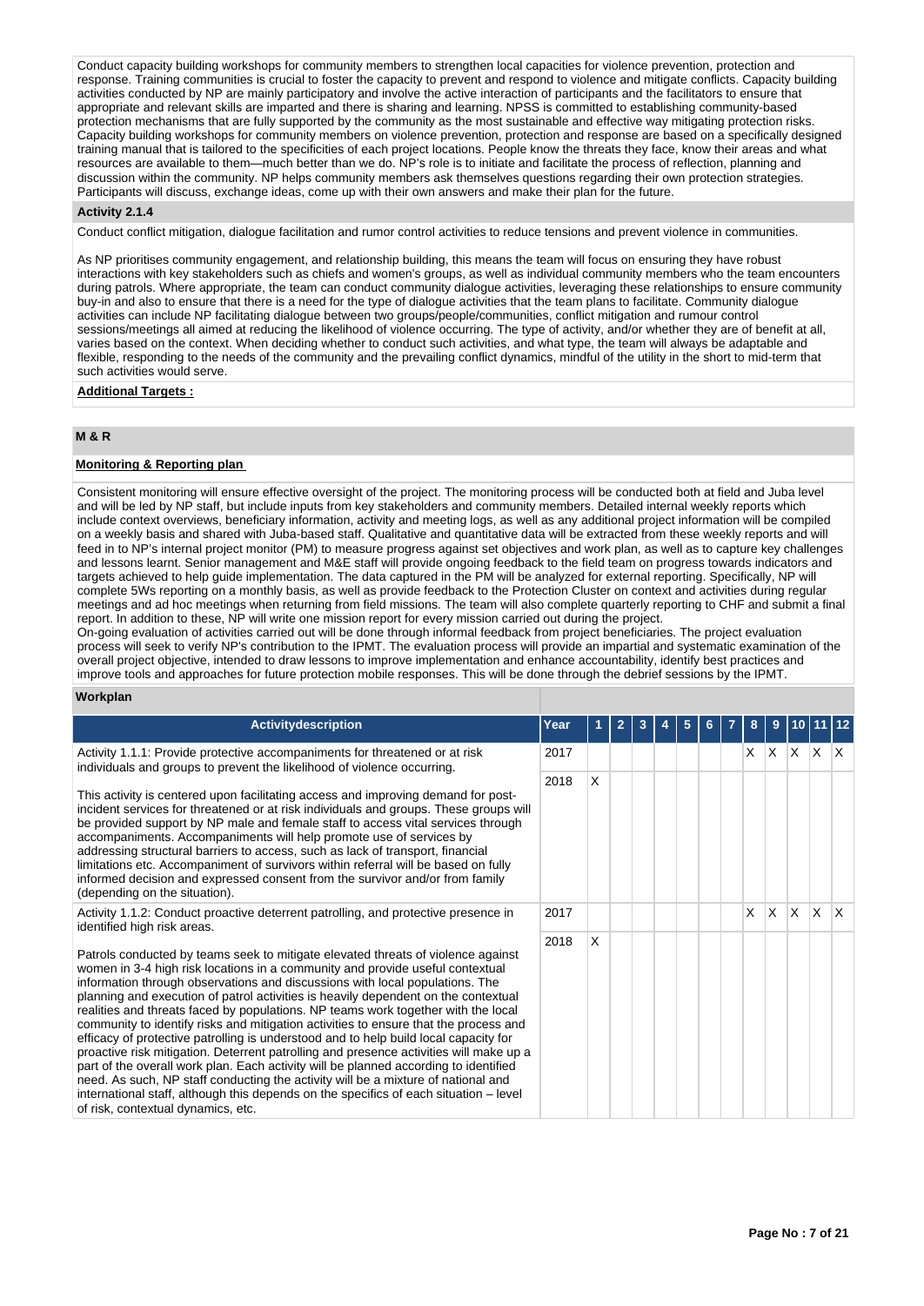Conduct capacity building workshops for community members to strengthen local capacities for violence prevention, protection and response. Training communities is crucial to foster the capacity to prevent and respond to violence and mitigate conflicts. Capacity building activities conducted by NP are mainly participatory and involve the active interaction of participants and the facilitators to ensure that appropriate and relevant skills are imparted and there is sharing and learning. NPSS is committed to establishing community-based protection mechanisms that are fully supported by the community as the most sustainable and effective way mitigating protection risks. Capacity building workshops for community members on violence prevention, protection and response are based on a specifically designed training manual that is tailored to the specificities of each project locations. People know the threats they face, know their areas and what resources are available to them—much better than we do. NP's role is to initiate and facilitate the process of reflection, planning and discussion within the community. NP helps community members ask themselves questions regarding their own protection strategies. Participants will discuss, exchange ideas, come up with their own answers and make their plan for the future.

**Activity 2.1.4**

Conduct conflict mitigation, dialogue facilitation and rumor control activities to reduce tensions and prevent violence in communities.

As NP prioritises community engagement, and relationship building, this means the team will focus on ensuring they have robust interactions with key stakeholders such as chiefs and women's groups, as well as individual community members who the team encounters during patrols. Where appropriate, the team can conduct community dialogue activities, leveraging these relationships to ensure community buy-in and also to ensure that there is a need for the type of dialogue activities that the team plans to facilitate. Community dialogue activities can include NP facilitating dialogue between two groups/people/communities, conflict mitigation and rumour control sessions/meetings all aimed at reducing the likelihood of violence occurring. The type of activity, and/or whether they are of benefit at all, varies based on the context. When deciding whether to conduct such activities, and what type, the team will always be adaptable and flexible, responding to the needs of the community and the prevailing conflict dynamics, mindful of the utility in the short to mid-term that such activities would serve.

**Additional Targets :**

## M & R

**Monitoring & Reporting plan**

Consistent monitoring will ensure effective oversight of the project. The monitoring process will be conducted both at field and Juba level and will be led by NP staff, but include inputs from key stakeholders and community members. Detailed internal weekly reports which include context overviews, beneficiary information, activity and meeting logs, as well as any additional project information will be compiled on a weekly basis and shared with Juba-based staff. Qualitative and quantitative data will be extracted from these weekly reports and will feed in to NP's internal project monitor (PM) to measure progress against set objectives and work plan, as well as to capture key challenges and lessons learnt. Senior management and M&E staff will provide ongoing feedback to the field team on progress towards indicators and targets achieved to help guide implementation. The data captured in the PM will be analyzed for external reporting. Specifically, NP will complete 5Ws reporting on a monthly basis, as well as provide feedback to the Protection Cluster on context and activities during regular meetings and ad hoc meetings when returning from field missions. The team will also complete quarterly reporting to CHF and submit a final report. In addition to these, NP will write one mission report for every mission carried out during the project.
On-going evaluation of activities carried out will be done through informal feedback from project beneficiaries. The project evaluation process will seek to verify NP's contribution to the IPMT. The evaluation process will provide an impartial and systematic examination of the overall project objective, intended to draw lessons to improve implementation and enhance accountability, identify best practices and improve tools and approaches for future protection mobile responses. This will be done through the debrief sessions by the IPMT.

**Workplan**

| Activitydescription | Year | 1 | 2 | 3 | 4 | 5 | 6 | 7 | 8 | 9 | 10 | 11 | 12 |
|---|---|---|---|---|---|---|---|---|---|---|---|---|---|
| Activity 1.1.1: Provide protective accompaniments for threatened or at risk individuals and groups to prevent the likelihood of violence occurring.<br><br>This activity is centered upon facilitating access and improving demand for post-incident services for threatened or at risk individuals and groups. These groups will be provided support by NP male and female staff to access vital services through accompaniments. Accompaniments will help promote use of services by addressing structural barriers to access, such as lack of transport, financial limitations etc. Accompaniment of survivors within referral will be based on fully informed decision and expressed consent from the survivor and/or from family (depending on the situation). | 2017 | | | | | | | | X | X | X | X | X |
| | 2018 | X | | | | | | | | | | | |
| Activity 1.1.2: Conduct proactive deterrent patrolling, and protective presence in identified high risk areas.<br><br>Patrols conducted by teams seek to mitigate elevated threats of violence against women in 3-4 high risk locations in a community and provide useful contextual information through observations and discussions with local populations. The planning and execution of patrol activities is heavily dependent on the contextual realities and threats faced by populations. NP teams work together with the local community to identify risks and mitigation activities to ensure that the process and efficacy of protective patrolling is understood and to help build local capacity for proactive risk mitigation. Deterrent patrolling and presence activities will make up a part of the overall work plan. Each activity will be planned according to identified need. As such, NP staff conducting the activity will be a mixture of national and international staff, although this depends on the specifics of each situation – level of risk, contextual dynamics, etc. | 2017 | | | | | | | | X | X | X | X | X |
| | 2018 | X | | | | | | | | | | | |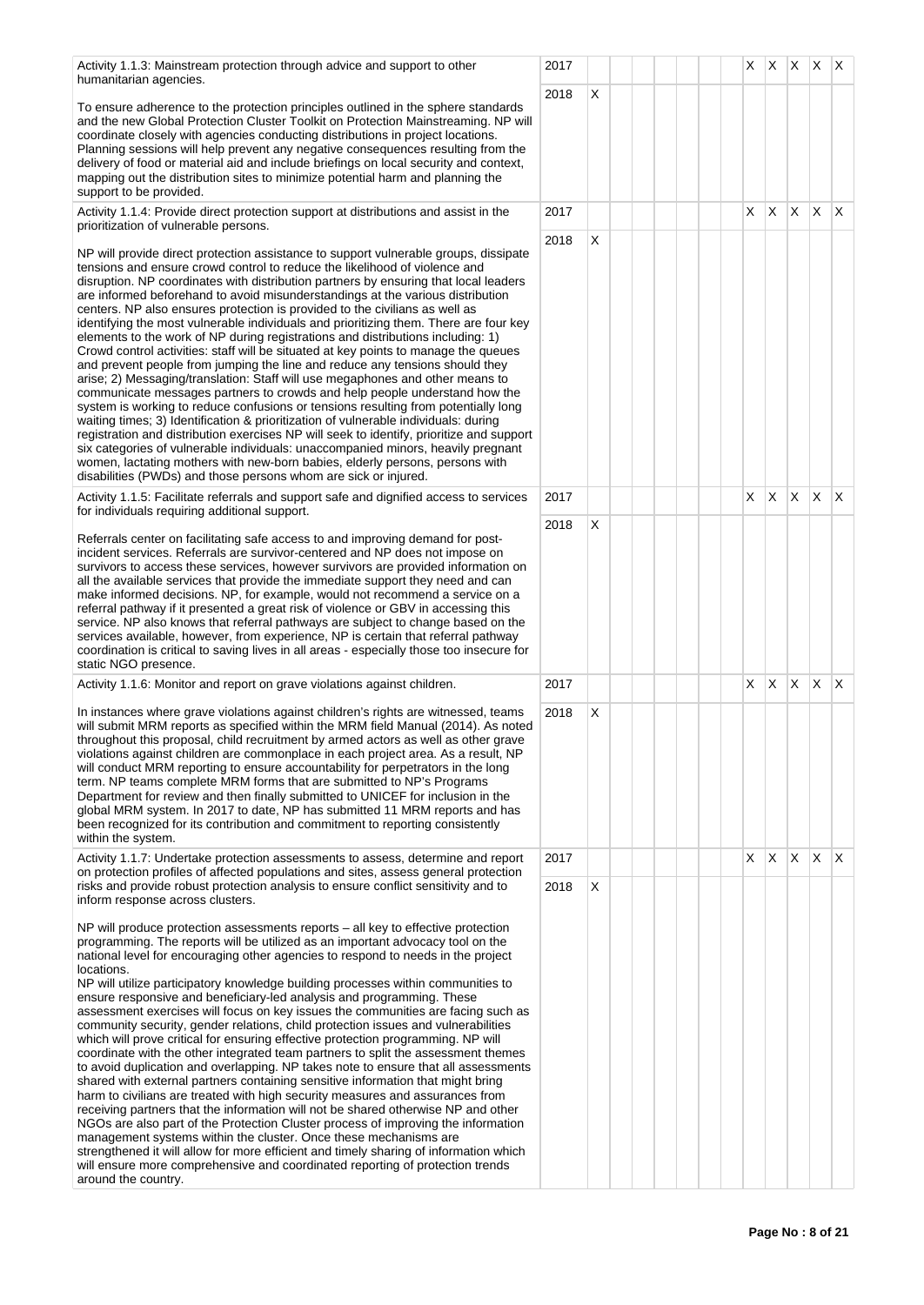| Activity | Year | 1 | 2 | 3 | 4 | 5 | 6 | 7 | 8 | 9 | 10 | 11 | 12 |
|---|---|---|---|---|---|---|---|---|---|---|---|---|---|
| Activity 1.1.3: Mainstream protection through advice and support to other humanitarian agencies.<br><br>To ensure adherence to the protection principles outlined in the sphere standards and the new Global Protection Cluster Toolkit on Protection Mainstreaming. NP will coordinate closely with agencies conducting distributions in project locations. Planning sessions will help prevent any negative consequences resulting from the delivery of food or material aid and include briefings on local security and context, mapping out the distribution sites to minimize potential harm and planning the support to be provided. | 2017 | | | | | | | | X | X | X | X | X |
| | 2018 | X | | | | | | | | | | | |
| Activity 1.1.4: Provide direct protection support at distributions and assist in the prioritization of vulnerable persons.<br><br>NP will provide direct protection assistance to support vulnerable groups, dissipate tensions and ensure crowd control to reduce the likelihood of violence and disruption. NP coordinates with distribution partners by ensuring that local leaders are informed beforehand to avoid misunderstandings at the various distribution centers. NP also ensures protection is provided to the civilians as well as identifying the most vulnerable individuals and prioritizing them. There are four key elements to the work of NP during registrations and distributions including: 1) Crowd control activities: staff will be situated at key points to manage the queues and prevent people from jumping the line and reduce any tensions should they arise; 2) Messaging/translation: Staff will use megaphones and other means to communicate messages partners to crowds and help people understand how the system is working to reduce confusions or tensions resulting from potentially long waiting times; 3) Identification & prioritization of vulnerable individuals: during registration and distribution exercises NP will seek to identify, prioritize and support six categories of vulnerable individuals: unaccompanied minors, heavily pregnant women, lactating mothers with new-born babies, elderly persons, persons with disabilities (PWDs) and those persons whom are sick or injured. | 2017 | | | | | | | | X | X | X | X | X |
| | 2018 | X | | | | | | | | | | | |
| Activity 1.1.5: Facilitate referrals and support safe and dignified access to services for individuals requiring additional support.<br><br>Referrals center on facilitating safe access to and improving demand for post-incident services. Referrals are survivor-centered and NP does not impose on survivors to access these services, however survivors are provided information on all the available services that provide the immediate support they need and can make informed decisions. NP, for example, would not recommend a service on a referral pathway if it presented a great risk of violence or GBV in accessing this service. NP also knows that referral pathways are subject to change based on the services available, however, from experience, NP is certain that referral pathway coordination is critical to saving lives in all areas - especially those too insecure for static NGO presence. | 2017 | | | | | | | | X | X | X | X | X |
| | 2018 | X | | | | | | | | | | | |
| Activity 1.1.6: Monitor and report on grave violations against children.<br><br>In instances where grave violations against children's rights are witnessed, teams will submit MRM reports as specified within the MRM field Manual (2014). As noted throughout this proposal, child recruitment by armed actors as well as other grave violations against children are commonplace in each project area. As a result, NP will conduct MRM reporting to ensure accountability for perpetrators in the long term. NP teams complete MRM forms that are submitted to NP's Programs Department for review and then finally submitted to UNICEF for inclusion in the global MRM system. In 2017 to date, NP has submitted 11 MRM reports and has been recognized for its contribution and commitment to reporting consistently within the system. | 2017 | | | | | | | | X | X | X | X | X |
| | 2018 | X | | | | | | | | | | | |
| Activity 1.1.7: Undertake protection assessments to assess, determine and report on protection profiles of affected populations and sites, assess general protection risks and provide robust protection analysis to ensure conflict sensitivity and to inform response across clusters.<br><br>NP will produce protection assessments reports – all key to effective protection programming. The reports will be utilized as an important advocacy tool on the national level for encouraging other agencies to respond to needs in the project locations.<br>NP will utilize participatory knowledge building processes within communities to ensure responsive and beneficiary-led analysis and programming. These assessment exercises will focus on key issues the communities are facing such as community security, gender relations, child protection issues and vulnerabilities which will prove critical for ensuring effective protection programming. NP will coordinate with the other integrated team partners to split the assessment themes to avoid duplication and overlapping. NP takes note to ensure that all assessments shared with external partners containing sensitive information that might bring harm to civilians are treated with high security measures and assurances from receiving partners that the information will not be shared otherwise NP and other NGOs are also part of the Protection Cluster process of improving the information management systems within the cluster. Once these mechanisms are strengthened it will allow for more efficient and timely sharing of information which will ensure more comprehensive and coordinated reporting of protection trends around the country. | 2017 | | | | | | | | X | X | X | X | X |
| | 2018 | X | | | | | | | | | | | |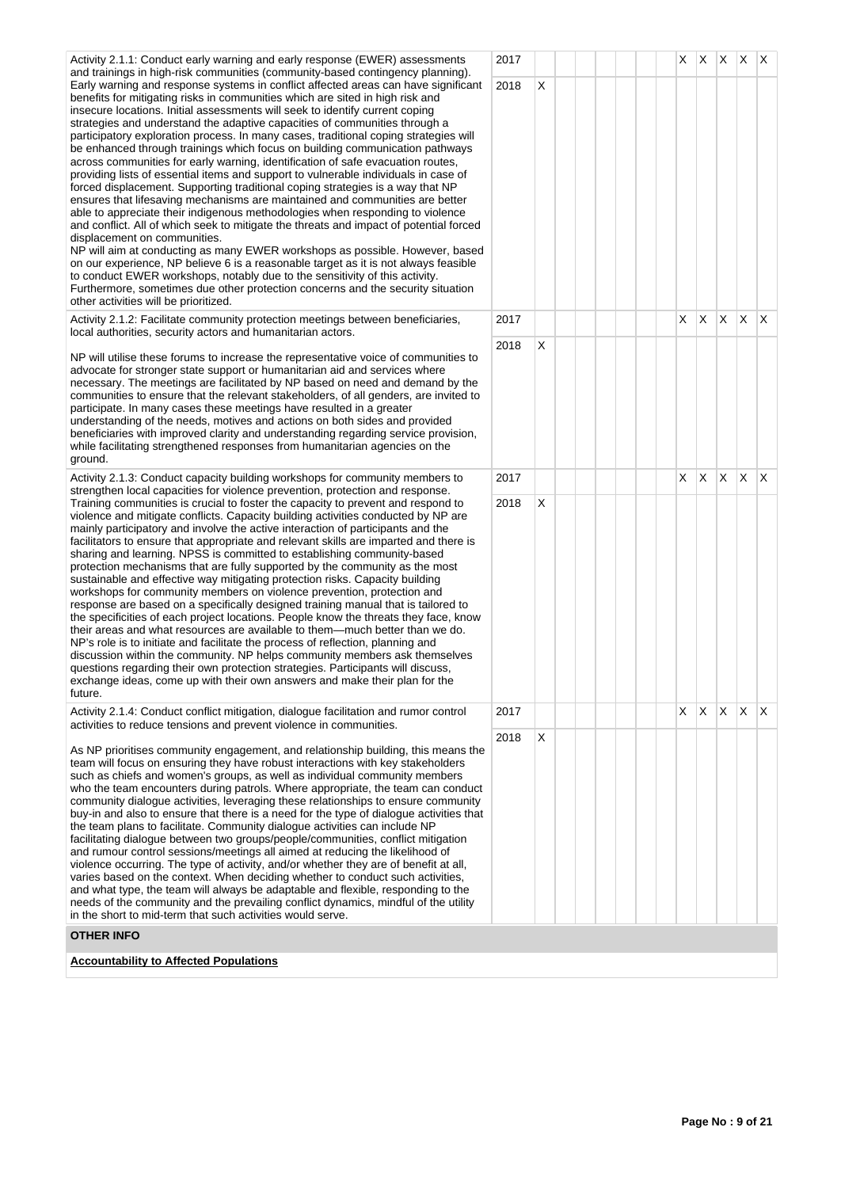| Activity | Year | 1 | 2 | 3 | 4 | 5 | 6 | 7 | 8 | 9 | 10 | 11 | 12 |
|---|---|---|---|---|---|---|---|---|---|---|---|---|---|
| Activity 2.1.1: Conduct early warning and early response (EWER) assessments and trainings in high-risk communities (community-based contingency planning).<br>Early warning and response systems in conflict affected areas can have significant benefits for mitigating risks in communities which are sited in high risk and insecure locations. Initial assessments will seek to identify current coping strategies and understand the adaptive capacities of communities through a participatory exploration process. In many cases, traditional coping strategies will be enhanced through trainings which focus on building communication pathways across communities for early warning, identification of safe evacuation routes, providing lists of essential items and support to vulnerable individuals in case of forced displacement. Supporting traditional coping strategies is a way that NP ensures that lifesaving mechanisms are maintained and communities are better able to appreciate their indigenous methodologies when responding to violence and conflict. All of which seek to mitigate the threats and impact of potential forced displacement on communities.<br>NP will aim at conducting as many EWER workshops as possible. However, based on our experience, NP believe 6 is a reasonable target as it is not always feasible to conduct EWER workshops, notably due to the sensitivity of this activity. Furthermore, sometimes due other protection concerns and the security situation other activities will be prioritized. | 2017 | | | | | | | | X | X | X | X | X |
| | 2018 | X | | | | | | | | | | | |
| Activity 2.1.2: Facilitate community protection meetings between beneficiaries, local authorities, security actors and humanitarian actors.<br><br>NP will utilise these forums to increase the representative voice of communities to advocate for stronger state support or humanitarian aid and services where necessary. The meetings are facilitated by NP based on need and demand by the communities to ensure that the relevant stakeholders, of all genders, are invited to participate. In many cases these meetings have resulted in a greater understanding of the needs, motives and actions on both sides and provided beneficiaries with improved clarity and understanding regarding service provision, while facilitating strengthened responses from humanitarian agencies on the ground. | 2017 | | | | | | | | X | X | X | X | X |
| | 2018 | X | | | | | | | | | | | |
| Activity 2.1.3: Conduct capacity building workshops for community members to strengthen local capacities for violence prevention, protection and response.<br>Training communities is crucial to foster the capacity to prevent and respond to violence and mitigate conflicts. Capacity building activities conducted by NP are mainly participatory and involve the active interaction of participants and the facilitators to ensure that appropriate and relevant skills are imparted and there is sharing and learning. NPSS is committed to establishing community-based protection mechanisms that are fully supported by the community as the most sustainable and effective way mitigating protection risks. Capacity building workshops for community members on violence prevention, protection and response are based on a specifically designed training manual that is tailored to the specificities of each project locations. People know the threats they face, know their areas and what resources are available to them—much better than we do. NP's role is to initiate and facilitate the process of reflection, planning and discussion within the community. NP helps community members ask themselves questions regarding their own protection strategies. Participants will discuss, exchange ideas, come up with their own answers and make their plan for the future. | 2017 | | | | | | | | X | X | X | X | X |
| | 2018 | X | | | | | | | | | | | |
| Activity 2.1.4: Conduct conflict mitigation, dialogue facilitation and rumor control activities to reduce tensions and prevent violence in communities.<br><br>As NP prioritises community engagement, and relationship building, this means the team will focus on ensuring they have robust interactions with key stakeholders such as chiefs and women's groups, as well as individual community members who the team encounters during patrols. Where appropriate, the team can conduct community dialogue activities, leveraging these relationships to ensure community buy-in and also to ensure that there is a need for the type of dialogue activities that the team plans to facilitate. Community dialogue activities can include NP facilitating dialogue between two groups/people/communities, conflict mitigation and rumour control sessions/meetings all aimed at reducing the likelihood of violence occurring. The type of activity, and/or whether they are of benefit at all, varies based on the context. When deciding whether to conduct such activities, and what type, the team will always be adaptable and flexible, responding to the needs of the community and the prevailing conflict dynamics, mindful of the utility in the short to mid-term that such activities would serve. | 2017 | | | | | | | | X | X | X | X | X |
| | 2018 | X | | | | | | | | | | | |

**OTHER INFO**

**Accountability to Affected Populations**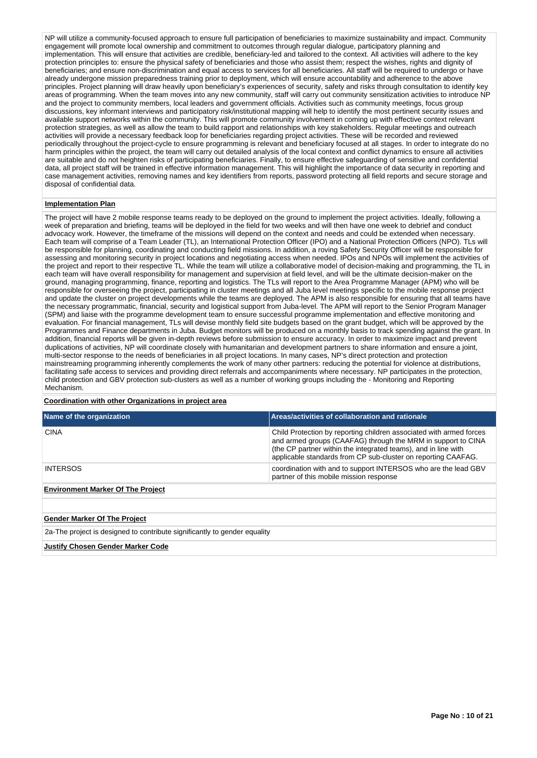NP will utilize a community-focused approach to ensure full participation of beneficiaries to maximize sustainability and impact. Community engagement will promote local ownership and commitment to outcomes through regular dialogue, participatory planning and implementation. This will ensure that activities are credible, beneficiary-led and tailored to the context. All activities will adhere to the key protection principles to: ensure the physical safety of beneficiaries and those who assist them; respect the wishes, rights and dignity of beneficiaries; and ensure non-discrimination and equal access to services for all beneficiaries. All staff will be required to undergo or have already undergone mission preparedness training prior to deployment, which will ensure accountability and adherence to the above principles. Project planning will draw heavily upon beneficiary's experiences of security, safety and risks through consultation to identify key areas of programming. When the team moves into any new community, staff will carry out community sensitization activities to introduce NP and the project to community members, local leaders and government officials. Activities such as community meetings, focus group discussions, key informant interviews and participatory risk/institutional mapping will help to identify the most pertinent security issues and available support networks within the community. This will promote community involvement in coming up with effective context relevant protection strategies, as well as allow the team to build rapport and relationships with key stakeholders. Regular meetings and outreach activities will provide a necessary feedback loop for beneficiaries regarding project activities. These will be recorded and reviewed periodically throughout the project-cycle to ensure programming is relevant and beneficiary focused at all stages. In order to integrate do no harm principles within the project, the team will carry out detailed analysis of the local context and conflict dynamics to ensure all activities are suitable and do not heighten risks of participating beneficiaries. Finally, to ensure effective safeguarding of sensitive and confidential data, all project staff will be trained in effective information management. This will highlight the importance of data security in reporting and case management activities, removing names and key identifiers from reports, password protecting all field reports and secure storage and disposal of confidential data.

**Implementation Plan**

The project will have 2 mobile response teams ready to be deployed on the ground to implement the project activities. Ideally, following a week of preparation and briefing, teams will be deployed in the field for two weeks and will then have one week to debrief and conduct advocacy work. However, the timeframe of the missions will depend on the context and needs and could be extended when necessary. Each team will comprise of a Team Leader (TL), an International Protection Officer (IPO) and a National Protection Officers (NPO). TLs will be responsible for planning, coordinating and conducting field missions. In addition, a roving Safety Security Officer will be responsible for assessing and monitoring security in project locations and negotiating access when needed. IPOs and NPOs will implement the activities of the project and report to their respective TL. While the team will utilize a collaborative model of decision-making and programming, the TL in each team will have overall responsibility for management and supervision at field level, and will be the ultimate decision-maker on the ground, managing programming, finance, reporting and logistics. The TLs will report to the Area Programme Manager (APM) who will be responsible for overseeing the project, participating in cluster meetings and all Juba level meetings specific to the mobile response project and update the cluster on project developments while the teams are deployed. The APM is also responsible for ensuring that all teams have the necessary programmatic, financial, security and logistical support from Juba-level. The APM will report to the Senior Program Manager (SPM) and liaise with the programme development team to ensure successful programme implementation and effective monitoring and evaluation. For financial management, TLs will devise monthly field site budgets based on the grant budget, which will be approved by the Programmes and Finance departments in Juba. Budget monitors will be produced on a monthly basis to track spending against the grant. In addition, financial reports will be given in-depth reviews before submission to ensure accuracy. In order to maximize impact and prevent duplications of activities, NP will coordinate closely with humanitarian and development partners to share information and ensure a joint, multi-sector response to the needs of beneficiaries in all project locations. In many cases, NP's direct protection and protection mainstreaming programming inherently complements the work of many other partners: reducing the potential for violence at distributions, facilitating safe access to services and providing direct referrals and accompaniments where necessary. NP participates in the protection, child protection and GBV protection sub-clusters as well as a number of working groups including the - Monitoring and Reporting Mechanism.

**Coordination with other Organizations in project area**

| Name of the organization | Areas/activities of collaboration and rationale |
|---|---|
| CINA | Child Protection by reporting children associated with armed forces and armed groups (CAAFAG) through the MRM in support to CINA (the CP partner within the integrated teams), and in line with applicable standards from CP sub-cluster on reporting CAAFAG. |
| INTERSOS | coordination with and to support INTERSOS who are the lead GBV partner of this mobile mission response |

**Environment Marker Of The Project**

**Gender Marker Of The Project**

2a-The project is designed to contribute significantly to gender equality

**Justify Chosen Gender Marker Code**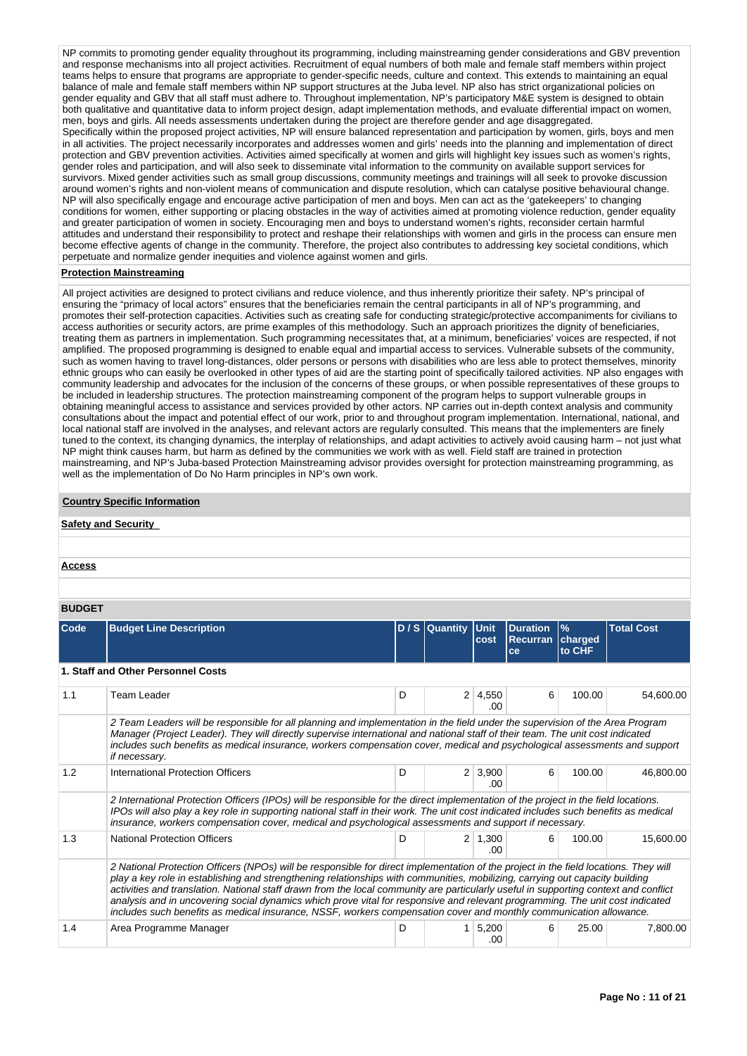NP commits to promoting gender equality throughout its programming, including mainstreaming gender considerations and GBV prevention and response mechanisms into all project activities. Recruitment of equal numbers of both male and female staff members within project teams helps to ensure that programs are appropriate to gender-specific needs, culture and context. This extends to maintaining an equal balance of male and female staff members within NP support structures at the Juba level. NP also has strict organizational policies on gender equality and GBV that all staff must adhere to. Throughout implementation, NP's participatory M&E system is designed to obtain both qualitative and quantitative data to inform project design, adapt implementation methods, and evaluate differential impact on women, men, boys and girls. All needs assessments undertaken during the project are therefore gender and age disaggregated.
Specifically within the proposed project activities, NP will ensure balanced representation and participation by women, girls, boys and men in all activities. The project necessarily incorporates and addresses women and girls' needs into the planning and implementation of direct protection and GBV prevention activities. Activities aimed specifically at women and girls will highlight key issues such as women's rights, gender roles and participation, and will also seek to disseminate vital information to the community on available support services for survivors. Mixed gender activities such as small group discussions, community meetings and trainings will all seek to provoke discussion around women's rights and non-violent means of communication and dispute resolution, which can catalyse positive behavioural change. NP will also specifically engage and encourage active participation of men and boys. Men can act as the 'gatekeepers' to changing conditions for women, either supporting or placing obstacles in the way of activities aimed at promoting violence reduction, gender equality and greater participation of women in society. Encouraging men and boys to understand women's rights, reconsider certain harmful attitudes and understand their responsibility to protect and reshape their relationships with women and girls in the process can ensure men become effective agents of change in the community. Therefore, the project also contributes to addressing key societal conditions, which perpetuate and normalize gender inequities and violence against women and girls.

**Protection Mainstreaming**

All project activities are designed to protect civilians and reduce violence, and thus inherently prioritize their safety. NP's principal of ensuring the "primacy of local actors" ensures that the beneficiaries remain the central participants in all of NP's programming, and promotes their self-protection capacities. Activities such as creating safe for conducting strategic/protective accompaniments for civilians to access authorities or security actors, are prime examples of this methodology. Such an approach prioritizes the dignity of beneficiaries, treating them as partners in implementation. Such programming necessitates that, at a minimum, beneficiaries' voices are respected, if not amplified. The proposed programming is designed to enable equal and impartial access to services. Vulnerable subsets of the community, such as women having to travel long-distances, older persons or persons with disabilities who are less able to protect themselves, minority ethnic groups who can easily be overlooked in other types of aid are the starting point of specifically tailored activities. NP also engages with community leadership and advocates for the inclusion of the concerns of these groups, or when possible representatives of these groups to be included in leadership structures. The protection mainstreaming component of the program helps to support vulnerable groups in obtaining meaningful access to assistance and services provided by other actors. NP carries out in-depth context analysis and community consultations about the impact and potential effect of our work, prior to and throughout program implementation. International, national, and local national staff are involved in the analyses, and relevant actors are regularly consulted. This means that the implementers are finely tuned to the context, its changing dynamics, the interplay of relationships, and adapt activities to actively avoid causing harm – not just what NP might think causes harm, but harm as defined by the communities we work with as well. Field staff are trained in protection mainstreaming, and NP's Juba-based Protection Mainstreaming advisor provides oversight for protection mainstreaming programming, as well as the implementation of Do No Harm principles in NP's own work.

**Country Specific Information**

**Safety and Security**

**Access**

**BUDGET**

| Code | Budget Line Description | D / S | Quantity | Unit cost | Duration Recurrance | % charged to CHF | Total Cost |
|---|---|---|---|---|---|---|---|
| **1. Staff and Other Personnel Costs** | | | | | | | |
| 1.1 | Team Leader | D | 2 | 4,550.00 | 6 | 100.00 | 54,600.00 |
| | *2 Team Leaders will be responsible for all planning and implementation in the field under the supervision of the Area Program Manager (Project Leader). They will directly supervise international and national staff of their team. The unit cost indicated includes such benefits as medical insurance, workers compensation cover, medical and psychological assessments and support if necessary.* | | | | | | |
| 1.2 | International Protection Officers | D | 2 | 3,900.00 | 6 | 100.00 | 46,800.00 |
| | *2 International Protection Officers (IPOs) will be responsible for the direct implementation of the project in the field locations. IPOs will also play a key role in supporting national staff in their work. The unit cost indicated includes such benefits as medical insurance, workers compensation cover, medical and psychological assessments and support if necessary.* | | | | | | |
| 1.3 | National Protection Officers | D | 2 | 1,300.00 | 6 | 100.00 | 15,600.00 |
| | *2 National Protection Officers (NPOs) will be responsible for direct implementation of the project in the field locations. They will play a key role in establishing and strengthening relationships with communities, mobilizing, carrying out capacity building activities and translation. National staff drawn from the local community are particularly useful in supporting context and conflict analysis and in uncovering social dynamics which prove vital for responsive and relevant programming. The unit cost indicated includes such benefits as medical insurance, NSSF, workers compensation cover and monthly communication allowance.* | | | | | | |
| 1.4 | Area Programme Manager | D | 1 | 5,200.00 | 6 | 25.00 | 7,800.00 |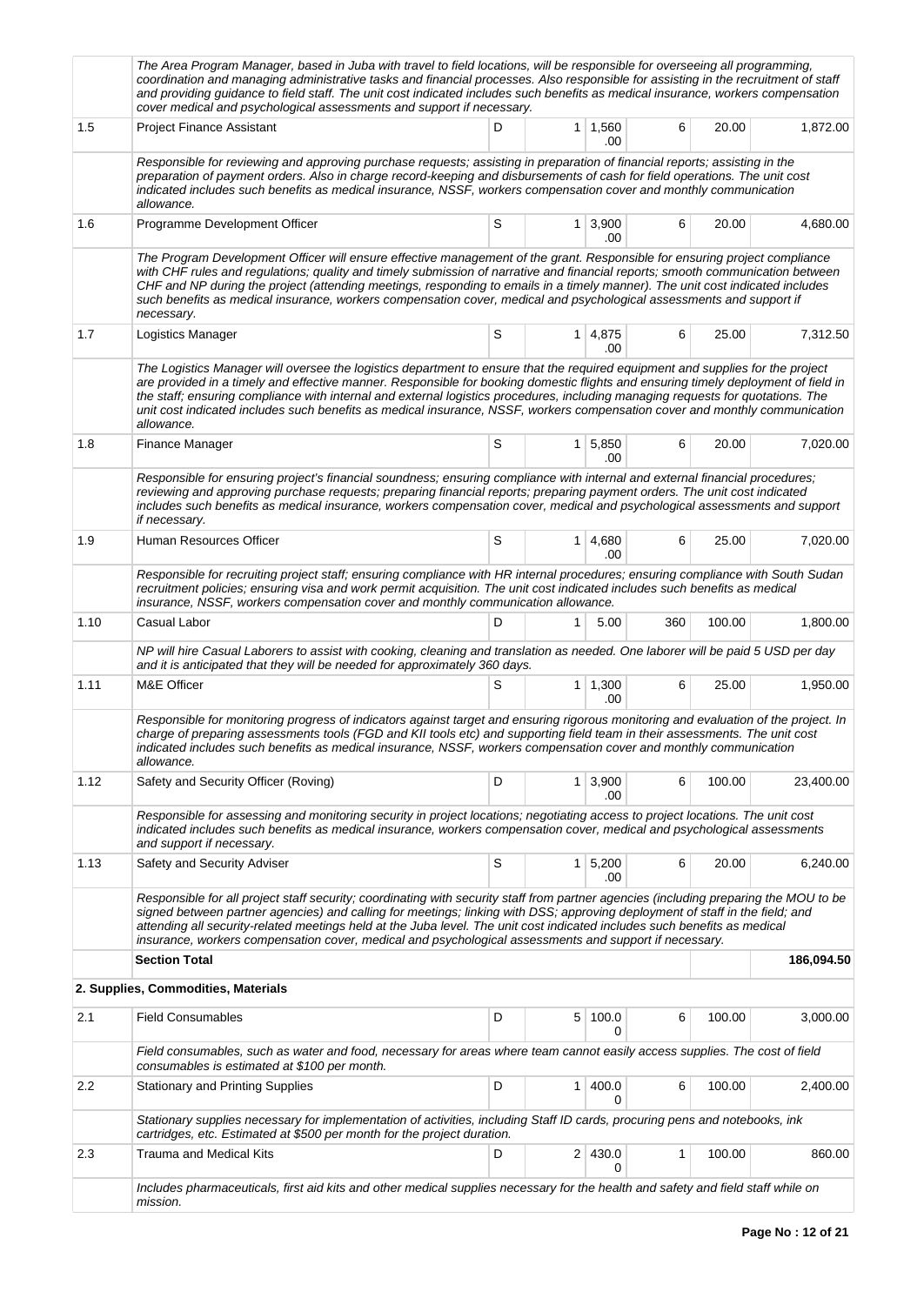| | | | | | | | |
|---|---|---|---|---|---|---|---|
| | *The Area Program Manager, based in Juba with travel to field locations, will be responsible for overseeing all programming, coordination and managing administrative tasks and financial processes. Also responsible for assisting in the recruitment of staff and providing guidance to field staff. The unit cost indicated includes such benefits as medical insurance, workers compensation cover medical and psychological assessments and support if necessary.* | | | | | | |
| 1.5 | Project Finance Assistant | D | 1 | 1,560.00 | 6 | 20.00 | 1,872.00 |
| | *Responsible for reviewing and approving purchase requests; assisting in preparation of financial reports; assisting in the preparation of payment orders. Also in charge record-keeping and disbursements of cash for field operations. The unit cost indicated includes such benefits as medical insurance, NSSF, workers compensation cover and monthly communication allowance.* | | | | | | |
| 1.6 | Programme Development Officer | S | 1 | 3,900.00 | 6 | 20.00 | 4,680.00 |
| | *The Program Development Officer will ensure effective management of the grant. Responsible for ensuring project compliance with CHF rules and regulations; quality and timely submission of narrative and financial reports; smooth communication between CHF and NP during the project (attending meetings, responding to emails in a timely manner). The unit cost indicated includes such benefits as medical insurance, workers compensation cover, medical and psychological assessments and support if necessary.* | | | | | | |
| 1.7 | Logistics Manager | S | 1 | 4,875.00 | 6 | 25.00 | 7,312.50 |
| | *The Logistics Manager will oversee the logistics department to ensure that the required equipment and supplies for the project are provided in a timely and effective manner. Responsible for booking domestic flights and ensuring timely deployment of field in the staff; ensuring compliance with internal and external logistics procedures, including managing requests for quotations. The unit cost indicated includes such benefits as medical insurance, NSSF, workers compensation cover and monthly communication allowance.* | | | | | | |
| 1.8 | Finance Manager | S | 1 | 5,850.00 | 6 | 20.00 | 7,020.00 |
| | *Responsible for ensuring project's financial soundness; ensuring compliance with internal and external financial procedures; reviewing and approving purchase requests; preparing financial reports; preparing payment orders. The unit cost indicated includes such benefits as medical insurance, workers compensation cover, medical and psychological assessments and support if necessary.* | | | | | | |
| 1.9 | Human Resources Officer | S | 1 | 4,680.00 | 6 | 25.00 | 7,020.00 |
| | *Responsible for recruiting project staff; ensuring compliance with HR internal procedures; ensuring compliance with South Sudan recruitment policies; ensuring visa and work permit acquisition. The unit cost indicated includes such benefits as medical insurance, NSSF, workers compensation cover and monthly communication allowance.* | | | | | | |
| 1.10 | Casual Labor | D | 1 | 5.00 | 360 | 100.00 | 1,800.00 |
| | *NP will hire Casual Laborers to assist with cooking, cleaning and translation as needed. One laborer will be paid 5 USD per day and it is anticipated that they will be needed for approximately 360 days.* | | | | | | |
| 1.11 | M&E Officer | S | 1 | 1,300.00 | 6 | 25.00 | 1,950.00 |
| | *Responsible for monitoring progress of indicators against target and ensuring rigorous monitoring and evaluation of the project. In charge of preparing assessments tools (FGD and KII tools etc) and supporting field team in their assessments. The unit cost indicated includes such benefits as medical insurance, NSSF, workers compensation cover and monthly communication allowance.* | | | | | | |
| 1.12 | Safety and Security Officer (Roving) | D | 1 | 3,900.00 | 6 | 100.00 | 23,400.00 |
| | *Responsible for assessing and monitoring security in project locations; negotiating access to project locations. The unit cost indicated includes such benefits as medical insurance, workers compensation cover, medical and psychological assessments and support if necessary.* | | | | | | |
| 1.13 | Safety and Security Adviser | S | 1 | 5,200.00 | 6 | 20.00 | 6,240.00 |
| | *Responsible for all project staff security; coordinating with security staff from partner agencies (including preparing the MOU to be signed between partner agencies) and calling for meetings; linking with DSS; approving deployment of staff in the field; and attending all security-related meetings held at the Juba level. The unit cost indicated includes such benefits as medical insurance, workers compensation cover, medical and psychological assessments and support if necessary.* | | | | | | |
| | **Section Total** | | | | | | **186,094.50** |
| | **2. Supplies, Commodities, Materials** | | | | | | |
| 2.1 | Field Consumables | D | 5 | 100.00 | 6 | 100.00 | 3,000.00 |
| | *Field consumables, such as water and food, necessary for areas where team cannot easily access supplies. The cost of field consumables is estimated at $100 per month.* | | | | | | |
| 2.2 | Stationary and Printing Supplies | D | 1 | 400.00 | 6 | 100.00 | 2,400.00 |
| | *Stationary supplies necessary for implementation of activities, including Staff ID cards, procuring pens and notebooks, ink cartridges, etc. Estimated at $500 per month for the project duration.* | | | | | | |
| 2.3 | Trauma and Medical Kits | D | 2 | 430.00 | 1 | 100.00 | 860.00 |
| | *Includes pharmaceuticals, first aid kits and other medical supplies necessary for the health and safety and field staff while on mission.* | | | | | | |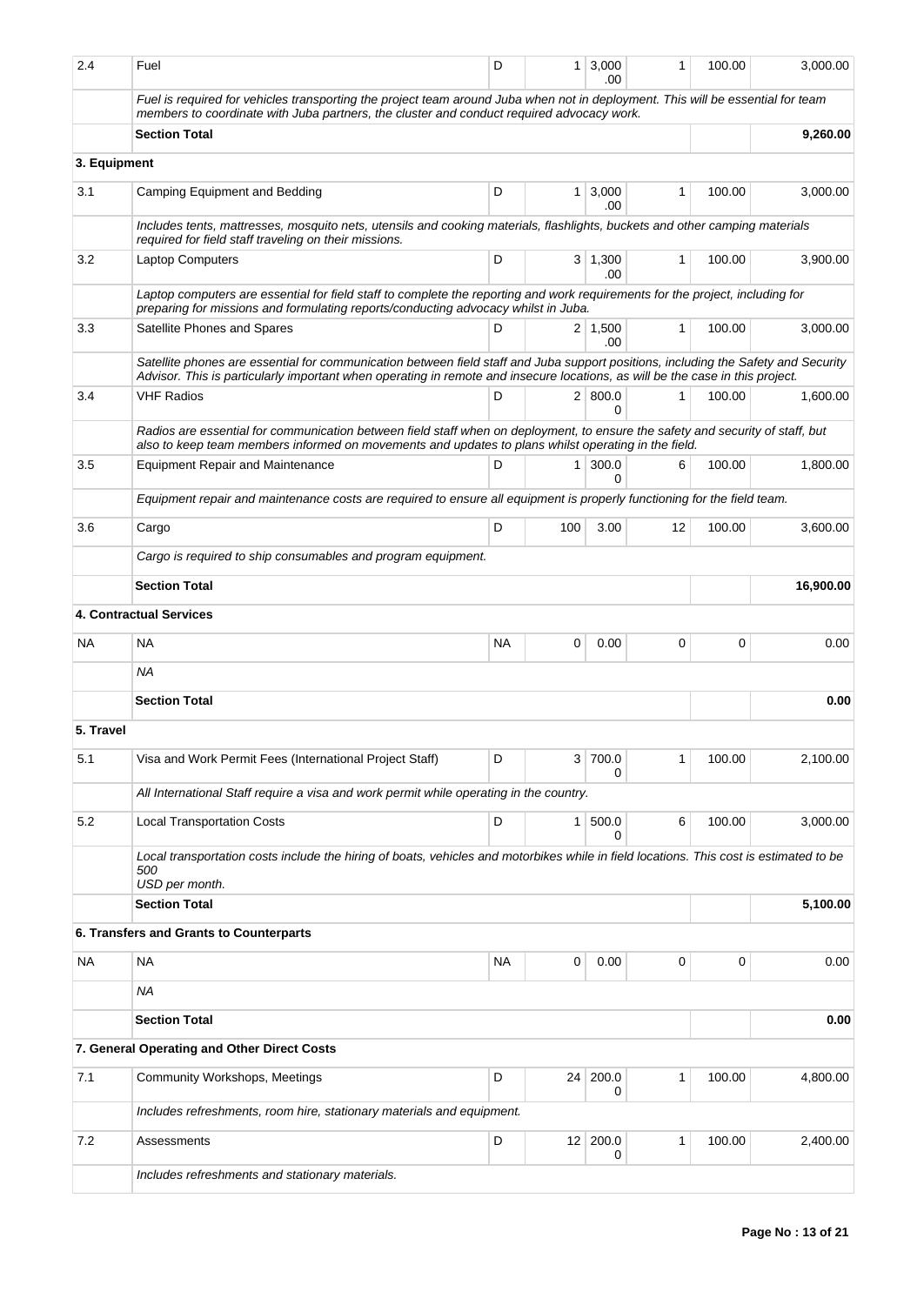| | | | | | | | |
|---|---|---|---|---|---|---|---|
| 2.4 | Fuel | D | 1 | 3,000.00 | 1 | 100.00 | 3,000.00 |
| | *Fuel is required for vehicles transporting the project team around Juba when not in deployment. This will be essential for team members to coordinate with Juba partners, the cluster and conduct required advocacy work.* | | | | | | |
| | **Section Total** | | | | | | **9,260.00** |
| **3. Equipment** | | | | | | | |
| 3.1 | Camping Equipment and Bedding | D | 1 | 3,000.00 | 1 | 100.00 | 3,000.00 |
| | *Includes tents, mattresses, mosquito nets, utensils and cooking materials, flashlights, buckets and other camping materials required for field staff traveling on their missions.* | | | | | | |
| 3.2 | Laptop Computers | D | 3 | 1,300.00 | 1 | 100.00 | 3,900.00 |
| | *Laptop computers are essential for field staff to complete the reporting and work requirements for the project, including for preparing for missions and formulating reports/conducting advocacy whilst in Juba.* | | | | | | |
| 3.3 | Satellite Phones and Spares | D | 2 | 1,500.00 | 1 | 100.00 | 3,000.00 |
| | *Satellite phones are essential for communication between field staff and Juba support positions, including the Safety and Security Advisor. This is particularly important when operating in remote and insecure locations, as will be the case in this project.* | | | | | | |
| 3.4 | VHF Radios | D | 2 | 800.00 | 1 | 100.00 | 1,600.00 |
| | *Radios are essential for communication between field staff when on deployment, to ensure the safety and security of staff, but also to keep team members informed on movements and updates to plans whilst operating in the field.* | | | | | | |
| 3.5 | Equipment Repair and Maintenance | D | 1 | 300.00 | 6 | 100.00 | 1,800.00 |
| | *Equipment repair and maintenance costs are required to ensure all equipment is properly functioning for the field team.* | | | | | | |
| 3.6 | Cargo | D | 100 | 3.00 | 12 | 100.00 | 3,600.00 |
| | *Cargo is required to ship consumables and program equipment.* | | | | | | |
| | **Section Total** | | | | | | **16,900.00** |
| **4. Contractual Services** | | | | | | | |
| NA | NA | NA | 0 | 0.00 | 0 | 0 | 0.00 |
| | *NA* | | | | | | |
| | **Section Total** | | | | | | **0.00** |
| **5. Travel** | | | | | | | |
| 5.1 | Visa and Work Permit Fees (International Project Staff) | D | 3 | 700.00 | 1 | 100.00 | 2,100.00 |
| | *All International Staff require a visa and work permit while operating in the country.* | | | | | | |
| 5.2 | Local Transportation Costs | D | 1 | 500.00 | 6 | 100.00 | 3,000.00 |
| | *Local transportation costs include the hiring of boats, vehicles and motorbikes while in field locations. This cost is estimated to be 500 USD per month.* | | | | | | |
| | **Section Total** | | | | | | **5,100.00** |
| **6. Transfers and Grants to Counterparts** | | | | | | | |
| NA | NA | NA | 0 | 0.00 | 0 | 0 | 0.00 |
| | *NA* | | | | | | |
| | **Section Total** | | | | | | **0.00** |
| **7. General Operating and Other Direct Costs** | | | | | | | |
| 7.1 | Community Workshops, Meetings | D | 24 | 200.00 | 1 | 100.00 | 4,800.00 |
| | *Includes refreshments, room hire, stationary materials and equipment.* | | | | | | |
| 7.2 | Assessments | D | 12 | 200.00 | 1 | 100.00 | 2,400.00 |
| | *Includes refreshments and stationary materials.* | | | | | | |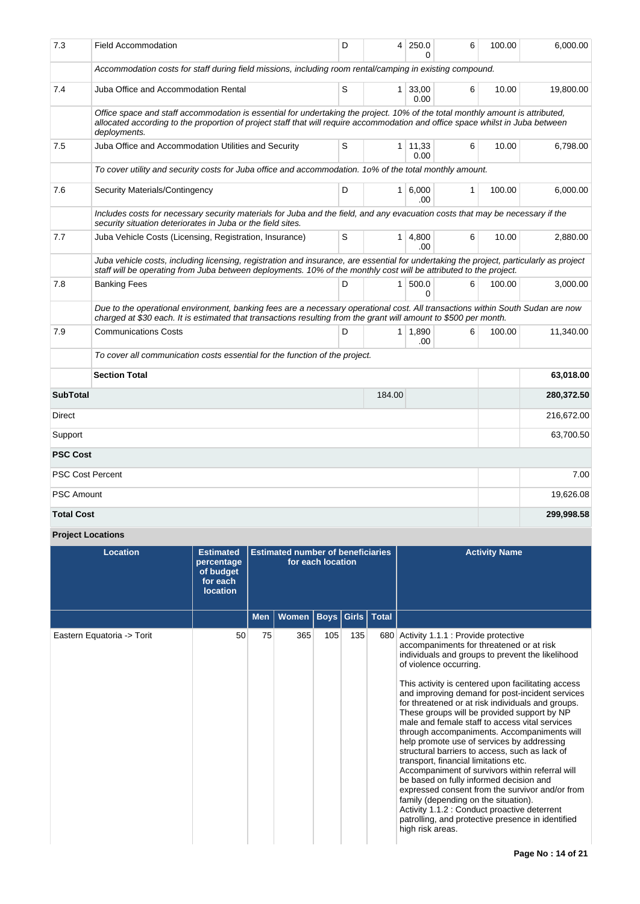| | | | | | | | |
|---|---|---|---|---|---|---|---|
| 7.3 | Field Accommodation | D | 4 | 250.00 | 6 | 100.00 | 6,000.00 |
| | *Accommodation costs for staff during field missions, including room rental/camping in existing compound.* | | | | | | |
| 7.4 | Juba Office and Accommodation Rental | S | 1 | 33,000.00 | 6 | 10.00 | 19,800.00 |
| | *Office space and staff accommodation is essential for undertaking the project. 10% of the total monthly amount is attributed, allocated according to the proportion of project staff that will require accommodation and office space whilst in Juba between deployments.* | | | | | | |
| 7.5 | Juba Office and Accommodation Utilities and Security | S | 1 | 11,330.00 | 6 | 10.00 | 6,798.00 |
| | *To cover utility and security costs for Juba office and accommodation. 1o% of the total monthly amount.* | | | | | | |
| 7.6 | Security Materials/Contingency | D | 1 | 6,000.00 | 1 | 100.00 | 6,000.00 |
| | *Includes costs for necessary security materials for Juba and the field, and any evacuation costs that may be necessary if the security situation deteriorates in Juba or the field sites.* | | | | | | |
| 7.7 | Juba Vehicle Costs (Licensing, Registration, Insurance) | S | 1 | 4,800.00 | 6 | 10.00 | 2,880.00 |
| | *Juba vehicle costs, including licensing, registration and insurance, are essential for undertaking the project, particularly as project staff will be operating from Juba between deployments. 10% of the monthly cost will be attributed to the project.* | | | | | | |
| 7.8 | Banking Fees | D | 1 | 500.00 | 6 | 100.00 | 3,000.00 |
| | *Due to the operational environment, banking fees are a necessary operational cost. All transactions within South Sudan are now charged at $30 each. It is estimated that transactions resulting from the grant will amount to $500 per month.* | | | | | | |
| 7.9 | Communications Costs | D | 1 | 1,890.00 | 6 | 100.00 | 11,340.00 |
| | *To cover all communication costs essential for the function of the project.* | | | | | | |
| | **Section Total** | | | | | | **63,018.00** |
| **SubTotal** | | | 184.00 | | | | **280,372.50** |
| Direct | | | | | | | 216,672.00 |
| Support | | | | | | | 63,700.50 |
| **PSC Cost** | | | | | | | |
| PSC Cost Percent | | | | | | | 7.00 |
| PSC Amount | | | | | | | 19,626.08 |
| **Total Cost** | | | | | | | **299,998.58** |

**Project Locations**

| Location | Estimated percentage of budget for each location | Estimated number of beneficiaries for each location | | | | | Activity Name |
|---|---|---|---|---|---|---|---|
| | | Men | Women | Boys | Girls | Total | |
| Eastern Equatoria -> Torit | 50 | 75 | 365 | 105 | 135 | 680 | Activity 1.1.1 : Provide protective accompaniments for threatened or at risk individuals and groups to prevent the likelihood of violence occurring.<br><br>This activity is centered upon facilitating access and improving demand for post-incident services for threatened or at risk individuals and groups. These groups will be provided support by NP male and female staff to access vital services through accompaniments. Accompaniments will help promote use of services by addressing structural barriers to access, such as lack of transport, financial limitations etc. Accompaniment of survivors within referral will be based on fully informed decision and expressed consent from the survivor and/or from family (depending on the situation).<br>Activity 1.1.2 : Conduct proactive deterrent patrolling, and protective presence in identified high risk areas. |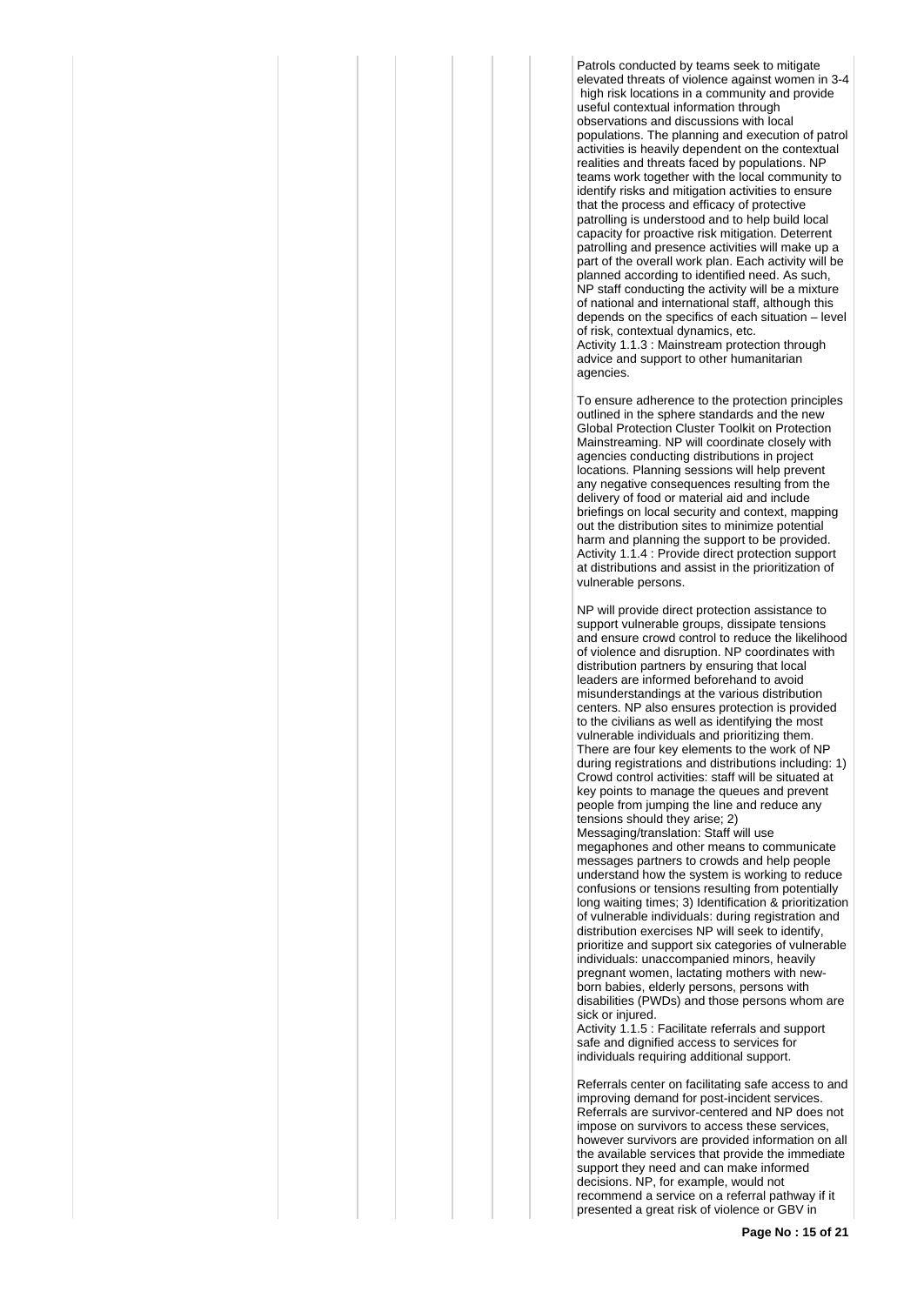Patrols conducted by teams seek to mitigate elevated threats of violence against women in 3-4 high risk locations in a community and provide useful contextual information through observations and discussions with local populations. The planning and execution of patrol activities is heavily dependent on the contextual realities and threats faced by populations. NP teams work together with the local community to identify risks and mitigation activities to ensure that the process and efficacy of protective patrolling is understood and to help build local capacity for proactive risk mitigation. Deterrent patrolling and presence activities will make up a part of the overall work plan. Each activity will be planned according to identified need. As such, NP staff conducting the activity will be a mixture of national and international staff, although this depends on the specifics of each situation – level of risk, contextual dynamics, etc.

Activity 1.1.3 : Mainstream protection through advice and support to other humanitarian agencies.

To ensure adherence to the protection principles outlined in the sphere standards and the new Global Protection Cluster Toolkit on Protection Mainstreaming. NP will coordinate closely with agencies conducting distributions in project locations. Planning sessions will help prevent any negative consequences resulting from the delivery of food or material aid and include briefings on local security and context, mapping out the distribution sites to minimize potential harm and planning the support to be provided.

Activity 1.1.4 : Provide direct protection support at distributions and assist in the prioritization of vulnerable persons.

NP will provide direct protection assistance to support vulnerable groups, dissipate tensions and ensure crowd control to reduce the likelihood of violence and disruption. NP coordinates with distribution partners by ensuring that local leaders are informed beforehand to avoid misunderstandings at the various distribution centers. NP also ensures protection is provided to the civilians as well as identifying the most vulnerable individuals and prioritizing them. There are four key elements to the work of NP during registrations and distributions including: 1) Crowd control activities: staff will be situated at key points to manage the queues and prevent people from jumping the line and reduce any tensions should they arise; 2) Messaging/translation: Staff will use megaphones and other means to communicate messages partners to crowds and help people understand how the system is working to reduce confusions or tensions resulting from potentially long waiting times; 3) Identification & prioritization of vulnerable individuals: during registration and distribution exercises NP will seek to identify, prioritize and support six categories of vulnerable individuals: unaccompanied minors, heavily pregnant women, lactating mothers with new-born babies, elderly persons, persons with disabilities (PWDs) and those persons whom are sick or injured.

Activity 1.1.5 : Facilitate referrals and support safe and dignified access to services for individuals requiring additional support.

Referrals center on facilitating safe access to and improving demand for post-incident services. Referrals are survivor-centered and NP does not impose on survivors to access these services, however survivors are provided information on all the available services that provide the immediate support they need and can make informed decisions. NP, for example, would not recommend a service on a referral pathway if it presented a great risk of violence or GBV in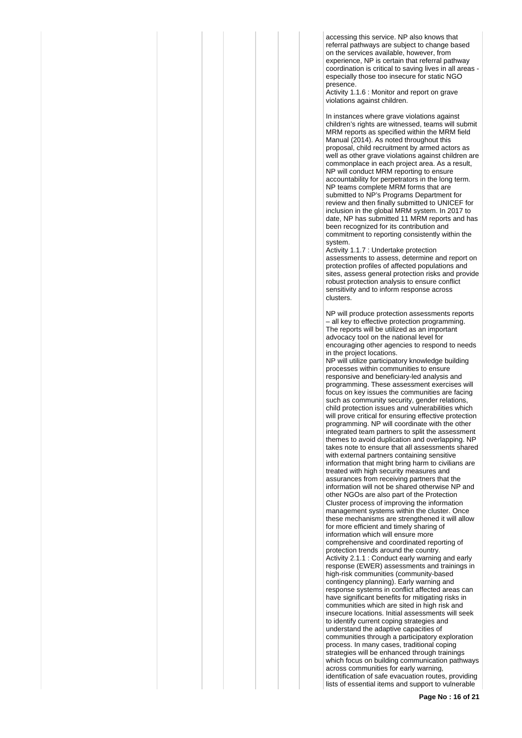accessing this service. NP also knows that referral pathways are subject to change based on the services available, however, from experience, NP is certain that referral pathway coordination is critical to saving lives in all areas - especially those too insecure for static NGO presence.

Activity 1.1.6 : Monitor and report on grave violations against children.

In instances where grave violations against children's rights are witnessed, teams will submit MRM reports as specified within the MRM field Manual (2014). As noted throughout this proposal, child recruitment by armed actors as well as other grave violations against children are commonplace in each project area. As a result, NP will conduct MRM reporting to ensure accountability for perpetrators in the long term. NP teams complete MRM forms that are submitted to NP's Programs Department for review and then finally submitted to UNICEF for inclusion in the global MRM system. In 2017 to date, NP has submitted 11 MRM reports and has been recognized for its contribution and commitment to reporting consistently within the system.

Activity 1.1.7 : Undertake protection assessments to assess, determine and report on protection profiles of affected populations and sites, assess general protection risks and provide robust protection analysis to ensure conflict sensitivity and to inform response across clusters.

NP will produce protection assessments reports – all key to effective protection programming. The reports will be utilized as an important advocacy tool on the national level for encouraging other agencies to respond to needs in the project locations.

NP will utilize participatory knowledge building processes within communities to ensure responsive and beneficiary-led analysis and programming. These assessment exercises will focus on key issues the communities are facing such as community security, gender relations, child protection issues and vulnerabilities which will prove critical for ensuring effective protection programming. NP will coordinate with the other integrated team partners to split the assessment themes to avoid duplication and overlapping. NP takes note to ensure that all assessments shared with external partners containing sensitive information that might bring harm to civilians are treated with high security measures and assurances from receiving partners that the information will not be shared otherwise NP and other NGOs are also part of the Protection Cluster process of improving the information management systems within the cluster. Once these mechanisms are strengthened it will allow for more efficient and timely sharing of information which will ensure more comprehensive and coordinated reporting of protection trends around the country.

Activity 2.1.1 : Conduct early warning and early response (EWER) assessments and trainings in high-risk communities (community-based contingency planning). Early warning and response systems in conflict affected areas can have significant benefits for mitigating risks in communities which are sited in high risk and insecure locations. Initial assessments will seek to identify current coping strategies and understand the adaptive capacities of communities through a participatory exploration process. In many cases, traditional coping strategies will be enhanced through trainings which focus on building communication pathways across communities for early warning, identification of safe evacuation routes, providing lists of essential items and support to vulnerable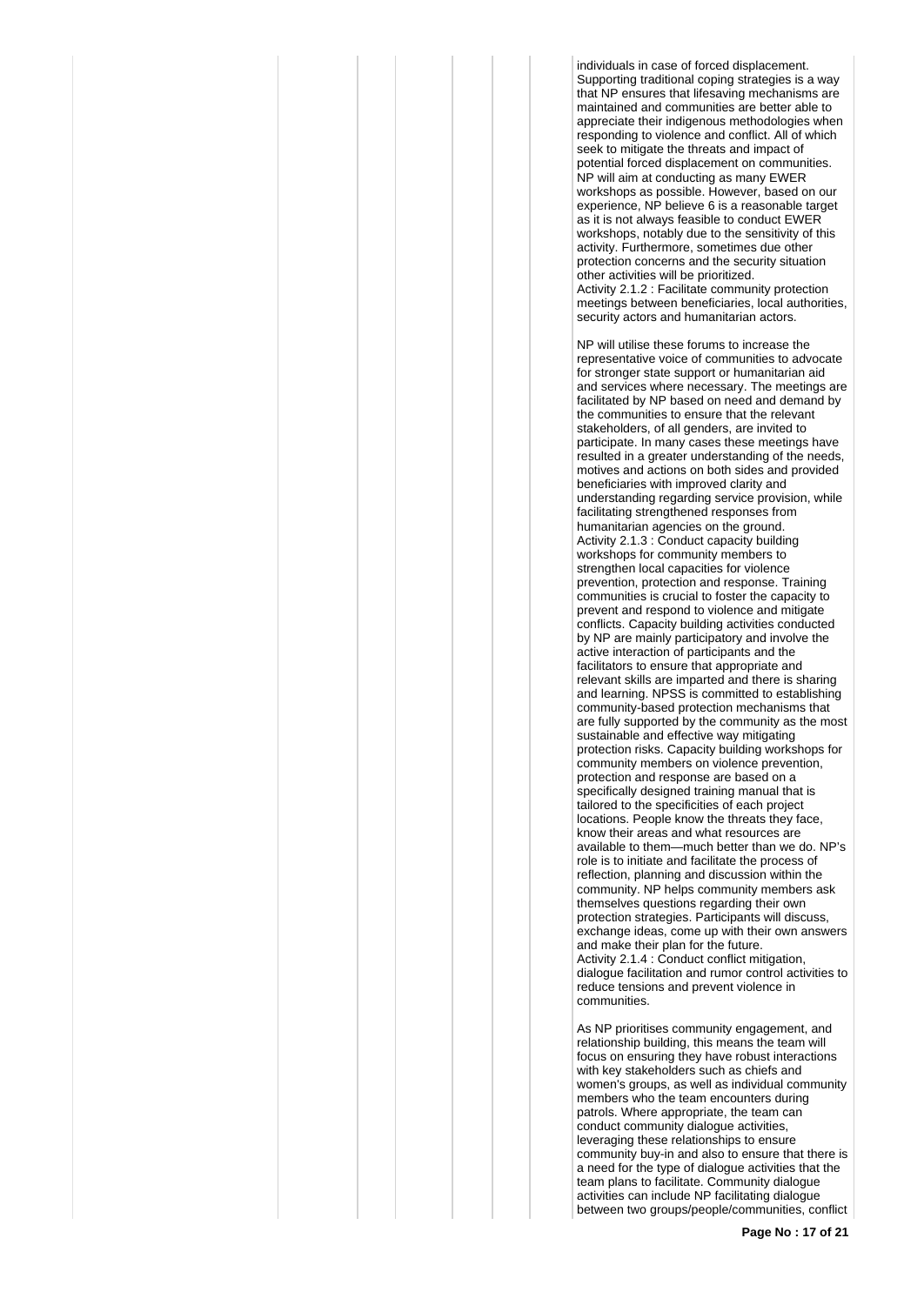individuals in case of forced displacement. Supporting traditional coping strategies is a way that NP ensures that lifesaving mechanisms are maintained and communities are better able to appreciate their indigenous methodologies when responding to violence and conflict. All of which seek to mitigate the threats and impact of potential forced displacement on communities. NP will aim at conducting as many EWER workshops as possible. However, based on our experience, NP believe 6 is a reasonable target as it is not always feasible to conduct EWER workshops, notably due to the sensitivity of this activity. Furthermore, sometimes due other protection concerns and the security situation other activities will be prioritized.
Activity 2.1.2 : Facilitate community protection meetings between beneficiaries, local authorities, security actors and humanitarian actors.

NP will utilise these forums to increase the representative voice of communities to advocate for stronger state support or humanitarian aid and services where necessary. The meetings are facilitated by NP based on need and demand by the communities to ensure that the relevant stakeholders, of all genders, are invited to participate. In many cases these meetings have resulted in a greater understanding of the needs, motives and actions on both sides and provided beneficiaries with improved clarity and understanding regarding service provision, while facilitating strengthened responses from humanitarian agencies on the ground.
Activity 2.1.3 : Conduct capacity building workshops for community members to strengthen local capacities for violence prevention, protection and response. Training communities is crucial to foster the capacity to prevent and respond to violence and mitigate conflicts. Capacity building activities conducted by NP are mainly participatory and involve the active interaction of participants and the facilitators to ensure that appropriate and relevant skills are imparted and there is sharing and learning. NPSS is committed to establishing community-based protection mechanisms that are fully supported by the community as the most sustainable and effective way mitigating protection risks. Capacity building workshops for community members on violence prevention, protection and response are based on a specifically designed training manual that is tailored to the specificities of each project locations. People know the threats they face, know their areas and what resources are available to them—much better than we do. NP's role is to initiate and facilitate the process of reflection, planning and discussion within the community. NP helps community members ask themselves questions regarding their own protection strategies. Participants will discuss, exchange ideas, come up with their own answers and make their plan for the future.
Activity 2.1.4 : Conduct conflict mitigation, dialogue facilitation and rumor control activities to reduce tensions and prevent violence in communities.

As NP prioritises community engagement, and relationship building, this means the team will focus on ensuring they have robust interactions with key stakeholders such as chiefs and women's groups, as well as individual community members who the team encounters during patrols. Where appropriate, the team can conduct community dialogue activities, leveraging these relationships to ensure community buy-in and also to ensure that there is a need for the type of dialogue activities that the team plans to facilitate. Community dialogue activities can include NP facilitating dialogue between two groups/people/communities, conflict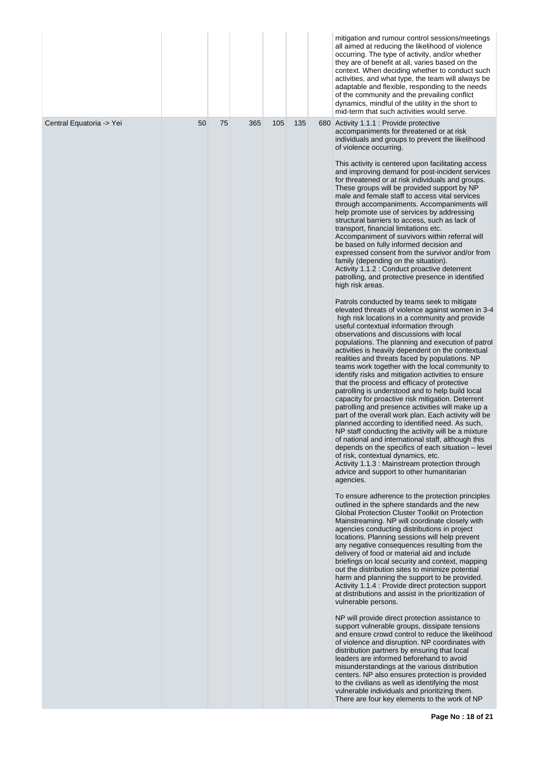| | | | | | | |
|---|---|---|---|---|---|---|
| | | | | | | mitigation and rumour control sessions/meetings all aimed at reducing the likelihood of violence occurring. The type of activity, and/or whether they are of benefit at all, varies based on the context. When deciding whether to conduct such activities, and what type, the team will always be adaptable and flexible, responding to the needs of the community and the prevailing conflict dynamics, mindful of the utility in the short to mid-term that such activities would serve. |
| Central Equatoria -> Yei | 50 | 75 | 365 | 105 | 135 | 680 Activity 1.1.1 : Provide protective accompaniments for threatened or at risk individuals and groups to prevent the likelihood of violence occurring.<br><br>This activity is centered upon facilitating access and improving demand for post-incident services for threatened or at risk individuals and groups. These groups will be provided support by NP male and female staff to access vital services through accompaniments. Accompaniments will help promote use of services by addressing structural barriers to access, such as lack of transport, financial limitations etc. Accompaniment of survivors within referral will be based on fully informed decision and expressed consent from the survivor and/or from family (depending on the situation).<br>Activity 1.1.2 : Conduct proactive deterrent patrolling, and protective presence in identified high risk areas.<br><br>Patrols conducted by teams seek to mitigate elevated threats of violence against women in 3-4 high risk locations in a community and provide useful contextual information through observations and discussions with local populations. The planning and execution of patrol activities is heavily dependent on the contextual realities and threats faced by populations. NP teams work together with the local community to identify risks and mitigation activities to ensure that the process and efficacy of protective patrolling is understood and to help build local capacity for proactive risk mitigation. Deterrent patrolling and presence activities will make up a part of the overall work plan. Each activity will be planned according to identified need. As such, NP staff conducting the activity will be a mixture of national and international staff, although this depends on the specifics of each situation – level of risk, contextual dynamics, etc.<br>Activity 1.1.3 : Mainstream protection through advice and support to other humanitarian agencies.<br><br>To ensure adherence to the protection principles outlined in the sphere standards and the new Global Protection Cluster Toolkit on Protection Mainstreaming. NP will coordinate closely with agencies conducting distributions in project locations. Planning sessions will help prevent any negative consequences resulting from the delivery of food or material aid and include briefings on local security and context, mapping out the distribution sites to minimize potential harm and planning the support to be provided.<br>Activity 1.1.4 : Provide direct protection support at distributions and assist in the prioritization of vulnerable persons.<br><br>NP will provide direct protection assistance to support vulnerable groups, dissipate tensions and ensure crowd control to reduce the likelihood of violence and disruption. NP coordinates with distribution partners by ensuring that local leaders are informed beforehand to avoid misunderstandings at the various distribution centers. NP also ensures protection is provided to the civilians as well as identifying the most vulnerable individuals and prioritizing them. There are four key elements to the work of NP |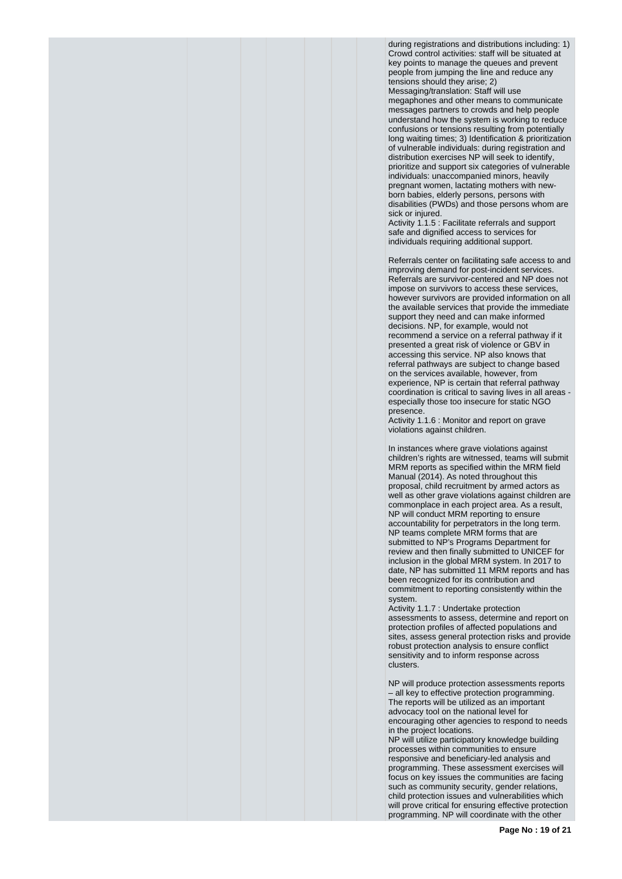during registrations and distributions including: 1) Crowd control activities: staff will be situated at key points to manage the queues and prevent people from jumping the line and reduce any tensions should they arise; 2) Messaging/translation: Staff will use megaphones and other means to communicate messages partners to crowds and help people understand how the system is working to reduce confusions or tensions resulting from potentially long waiting times; 3) Identification & prioritization of vulnerable individuals: during registration and distribution exercises NP will seek to identify, prioritize and support six categories of vulnerable individuals: unaccompanied minors, heavily pregnant women, lactating mothers with new-born babies, elderly persons, persons with disabilities (PWDs) and those persons whom are sick or injured.

Activity 1.1.5 : Facilitate referrals and support safe and dignified access to services for individuals requiring additional support.

Referrals center on facilitating safe access to and improving demand for post-incident services. Referrals are survivor-centered and NP does not impose on survivors to access these services, however survivors are provided information on all the available services that provide the immediate support they need and can make informed decisions. NP, for example, would not recommend a service on a referral pathway if it presented a great risk of violence or GBV in accessing this service. NP also knows that referral pathways are subject to change based on the services available, however, from experience, NP is certain that referral pathway coordination is critical to saving lives in all areas - especially those too insecure for static NGO presence.

Activity 1.1.6 : Monitor and report on grave violations against children.

In instances where grave violations against children's rights are witnessed, teams will submit MRM reports as specified within the MRM field Manual (2014). As noted throughout this proposal, child recruitment by armed actors as well as other grave violations against children are commonplace in each project area. As a result, NP will conduct MRM reporting to ensure accountability for perpetrators in the long term. NP teams complete MRM forms that are submitted to NP's Programs Department for review and then finally submitted to UNICEF for inclusion in the global MRM system. In 2017 to date, NP has submitted 11 MRM reports and has been recognized for its contribution and commitment to reporting consistently within the system.

Activity 1.1.7 : Undertake protection assessments to assess, determine and report on protection profiles of affected populations and sites, assess general protection risks and provide robust protection analysis to ensure conflict sensitivity and to inform response across clusters.

NP will produce protection assessments reports – all key to effective protection programming. The reports will be utilized as an important advocacy tool on the national level for encouraging other agencies to respond to needs in the project locations.

NP will utilize participatory knowledge building processes within communities to ensure responsive and beneficiary-led analysis and programming. These assessment exercises will focus on key issues the communities are facing such as community security, gender relations, child protection issues and vulnerabilities which will prove critical for ensuring effective protection programming. NP will coordinate with the other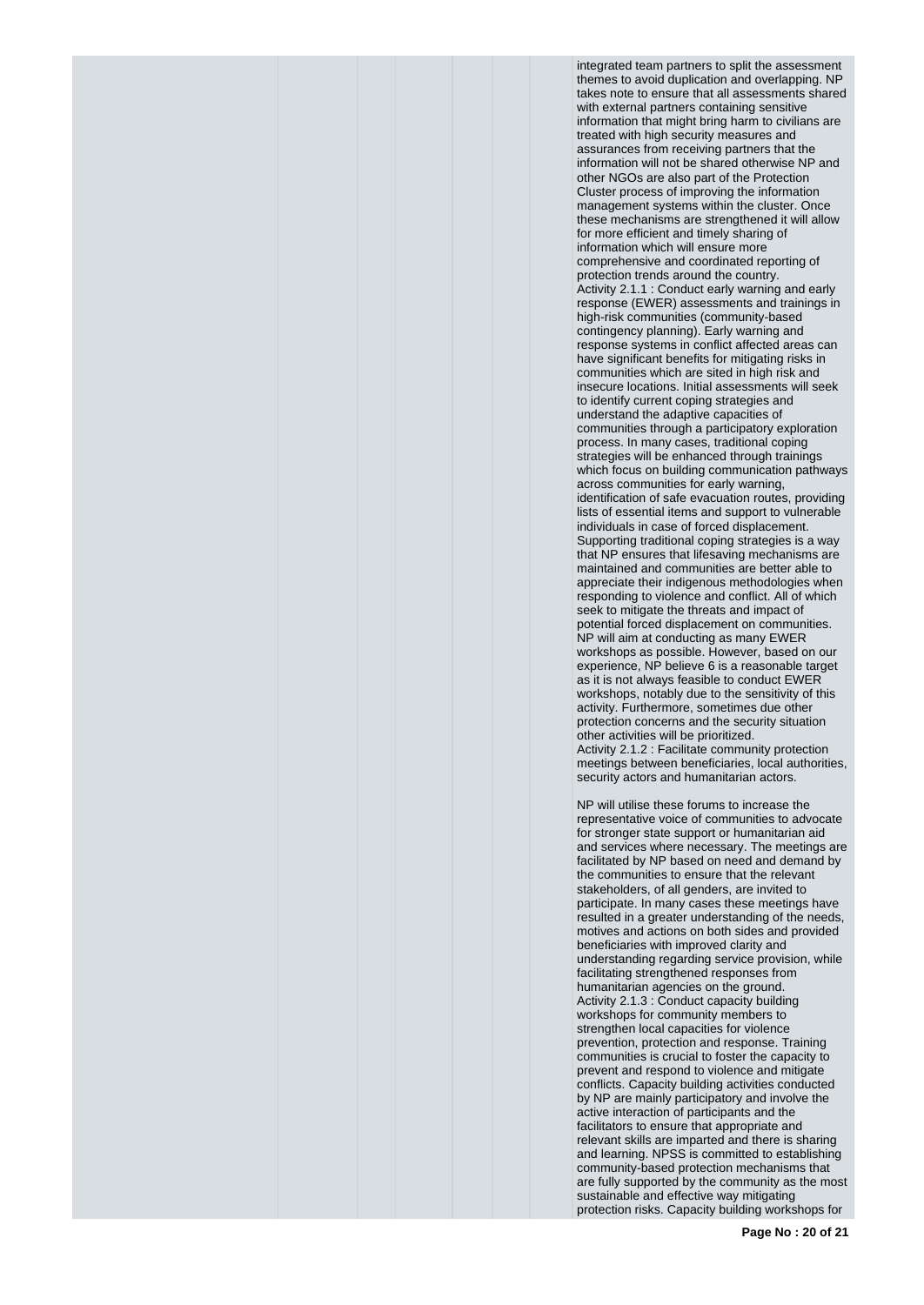integrated team partners to split the assessment themes to avoid duplication and overlapping. NP takes note to ensure that all assessments shared with external partners containing sensitive information that might bring harm to civilians are treated with high security measures and assurances from receiving partners that the information will not be shared otherwise NP and other NGOs are also part of the Protection Cluster process of improving the information management systems within the cluster. Once these mechanisms are strengthened it will allow for more efficient and timely sharing of information which will ensure more comprehensive and coordinated reporting of protection trends around the country.

Activity 2.1.1 : Conduct early warning and early response (EWER) assessments and trainings in high-risk communities (community-based contingency planning). Early warning and response systems in conflict affected areas can have significant benefits for mitigating risks in communities which are sited in high risk and insecure locations. Initial assessments will seek to identify current coping strategies and understand the adaptive capacities of communities through a participatory exploration process. In many cases, traditional coping strategies will be enhanced through trainings which focus on building communication pathways across communities for early warning, identification of safe evacuation routes, providing lists of essential items and support to vulnerable individuals in case of forced displacement. Supporting traditional coping strategies is a way that NP ensures that lifesaving mechanisms are maintained and communities are better able to appreciate their indigenous methodologies when responding to violence and conflict. All of which seek to mitigate the threats and impact of potential forced displacement on communities. NP will aim at conducting as many EWER workshops as possible. However, based on our experience, NP believe 6 is a reasonable target as it is not always feasible to conduct EWER workshops, notably due to the sensitivity of this activity. Furthermore, sometimes due other protection concerns and the security situation other activities will be prioritized.

Activity 2.1.2 : Facilitate community protection meetings between beneficiaries, local authorities, security actors and humanitarian actors.

NP will utilise these forums to increase the representative voice of communities to advocate for stronger state support or humanitarian aid and services where necessary. The meetings are facilitated by NP based on need and demand by the communities to ensure that the relevant stakeholders, of all genders, are invited to participate. In many cases these meetings have resulted in a greater understanding of the needs, motives and actions on both sides and provided beneficiaries with improved clarity and understanding regarding service provision, while facilitating strengthened responses from humanitarian agencies on the ground.

Activity 2.1.3 : Conduct capacity building workshops for community members to strengthen local capacities for violence prevention, protection and response. Training communities is crucial to foster the capacity to prevent and respond to violence and mitigate conflicts. Capacity building activities conducted by NP are mainly participatory and involve the active interaction of participants and the facilitators to ensure that appropriate and relevant skills are imparted and there is sharing and learning. NPSS is committed to establishing community-based protection mechanisms that are fully supported by the community as the most sustainable and effective way mitigating protection risks. Capacity building workshops for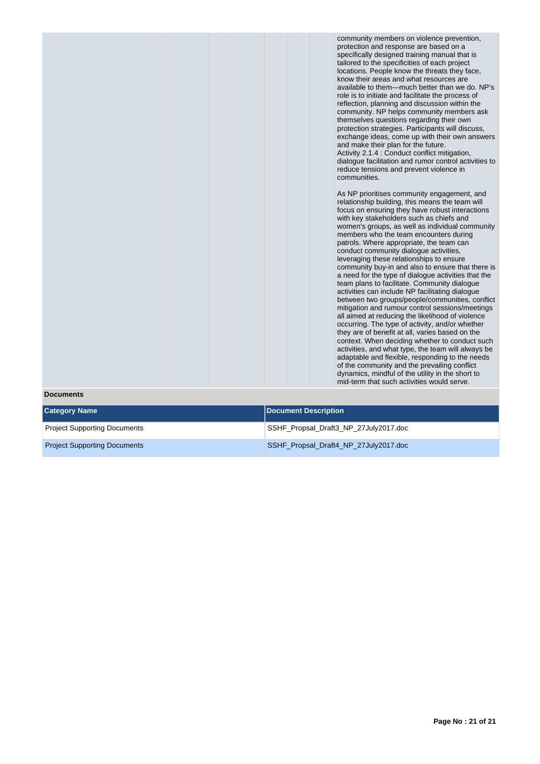| | | | | | | | |
|---|---|---|---|---|---|---|---|
| | | | | | | | community members on violence prevention, protection and response are based on a specifically designed training manual that is tailored to the specificities of each project locations. People know the threats they face, know their areas and what resources are available to them—much better than we do. NP's role is to initiate and facilitate the process of reflection, planning and discussion within the community. NP helps community members ask themselves questions regarding their own protection strategies. Participants will discuss, exchange ideas, come up with their own answers and make their plan for the future.<br>Activity 2.1.4 : Conduct conflict mitigation, dialogue facilitation and rumor control activities to reduce tensions and prevent violence in communities.<br><br>As NP prioritises community engagement, and relationship building, this means the team will focus on ensuring they have robust interactions with key stakeholders such as chiefs and women's groups, as well as individual community members who the team encounters during patrols. Where appropriate, the team can conduct community dialogue activities, leveraging these relationships to ensure community buy-in and also to ensure that there is a need for the type of dialogue activities that the team plans to facilitate. Community dialogue activities can include NP facilitating dialogue between two groups/people/communities, conflict mitigation and rumour control sessions/meetings all aimed at reducing the likelihood of violence occurring. The type of activity, and/or whether they are of benefit at all, varies based on the context. When deciding whether to conduct such activities, and what type, the team will always be adaptable and flexible, responding to the needs of the community and the prevailing conflict dynamics, mindful of the utility in the short to mid-term that such activities would serve. |

**Documents**

| Category Name | Document Description |
|---|---|
| Project Supporting Documents | SSHF_Propsal_Draft3_NP_27July2017.doc |
| Project Supporting Documents | SSHF_Propsal_Draft4_NP_27July2017.doc |